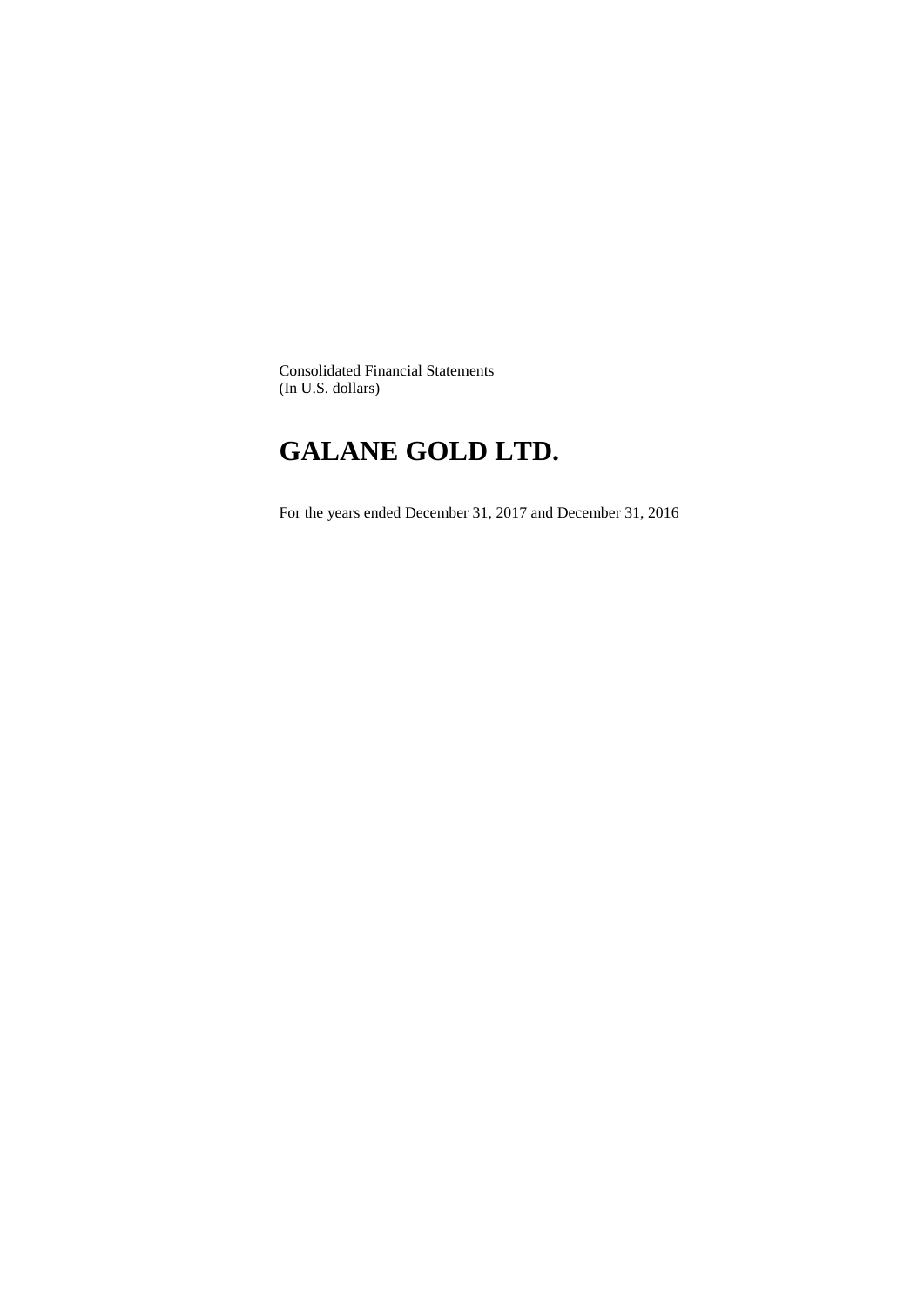Consolidated Financial Statements
(In U.S. dollars)

# GALANE GOLD LTD.

For the years ended December 31, 2017 and December 31, 2016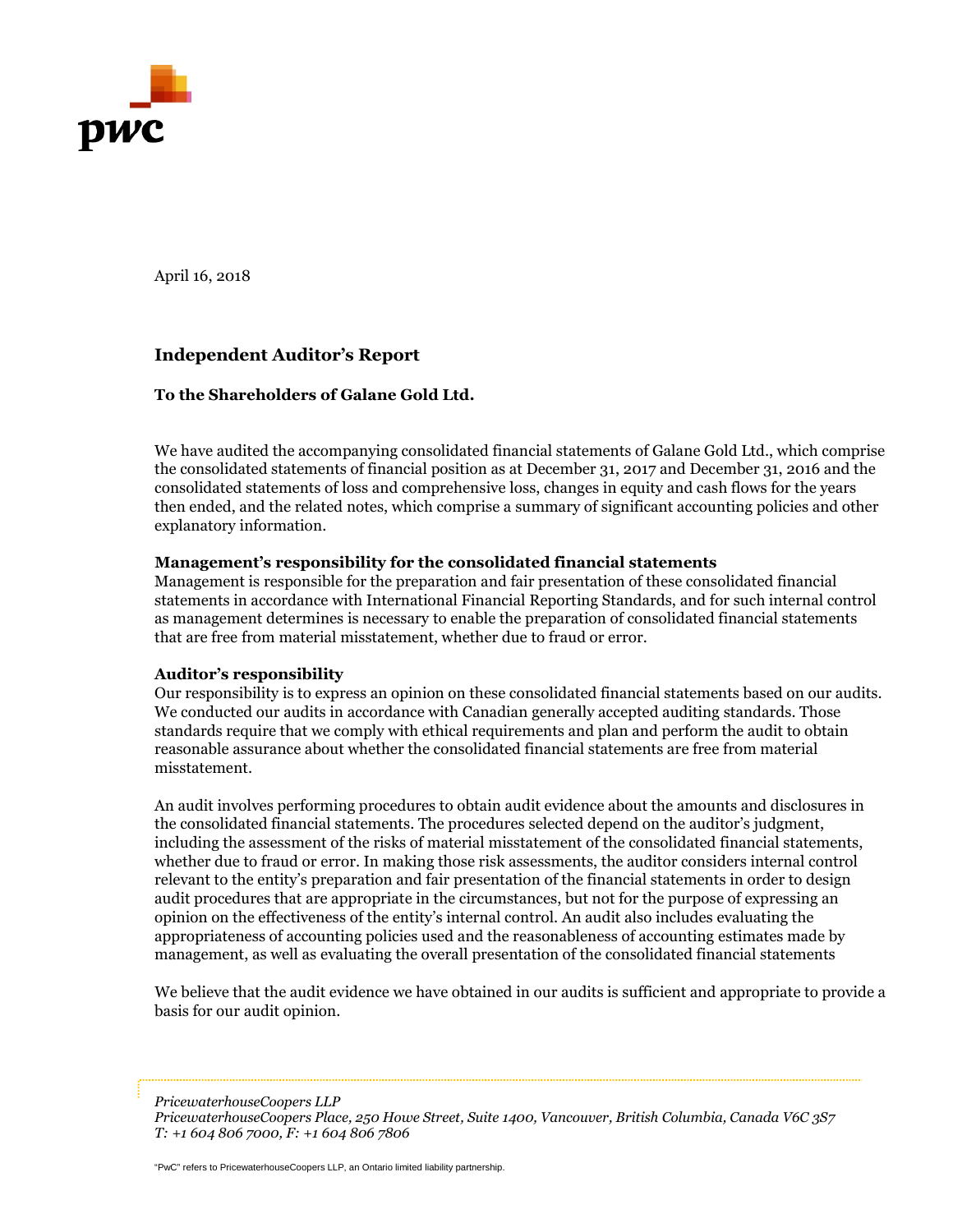April 16, 2018

## Independent Auditor's Report

**To the Shareholders of Galane Gold Ltd.**

We have audited the accompanying consolidated financial statements of Galane Gold Ltd., which comprise the consolidated statements of financial position as at December 31, 2017 and December 31, 2016 and the consolidated statements of loss and comprehensive loss, changes in equity and cash flows for the years then ended, and the related notes, which comprise a summary of significant accounting policies and other explanatory information.

**Management's responsibility for the consolidated financial statements**

Management is responsible for the preparation and fair presentation of these consolidated financial statements in accordance with International Financial Reporting Standards, and for such internal control as management determines is necessary to enable the preparation of consolidated financial statements that are free from material misstatement, whether due to fraud or error.

**Auditor's responsibility**

Our responsibility is to express an opinion on these consolidated financial statements based on our audits. We conducted our audits in accordance with Canadian generally accepted auditing standards. Those standards require that we comply with ethical requirements and plan and perform the audit to obtain reasonable assurance about whether the consolidated financial statements are free from material misstatement.

An audit involves performing procedures to obtain audit evidence about the amounts and disclosures in the consolidated financial statements. The procedures selected depend on the auditor's judgment, including the assessment of the risks of material misstatement of the consolidated financial statements, whether due to fraud or error. In making those risk assessments, the auditor considers internal control relevant to the entity's preparation and fair presentation of the financial statements in order to design audit procedures that are appropriate in the circumstances, but not for the purpose of expressing an opinion on the effectiveness of the entity's internal control. An audit also includes evaluating the appropriateness of accounting policies used and the reasonableness of accounting estimates made by management, as well as evaluating the overall presentation of the consolidated financial statements

We believe that the audit evidence we have obtained in our audits is sufficient and appropriate to provide a basis for our audit opinion.

*PricewaterhouseCoopers LLP*
*PricewaterhouseCoopers Place, 250 Howe Street, Suite 1400, Vancouver, British Columbia, Canada V6C 3S7*
*T: +1 604 806 7000, F: +1 604 806 7806*

"PwC" refers to PricewaterhouseCoopers LLP, an Ontario limited liability partnership.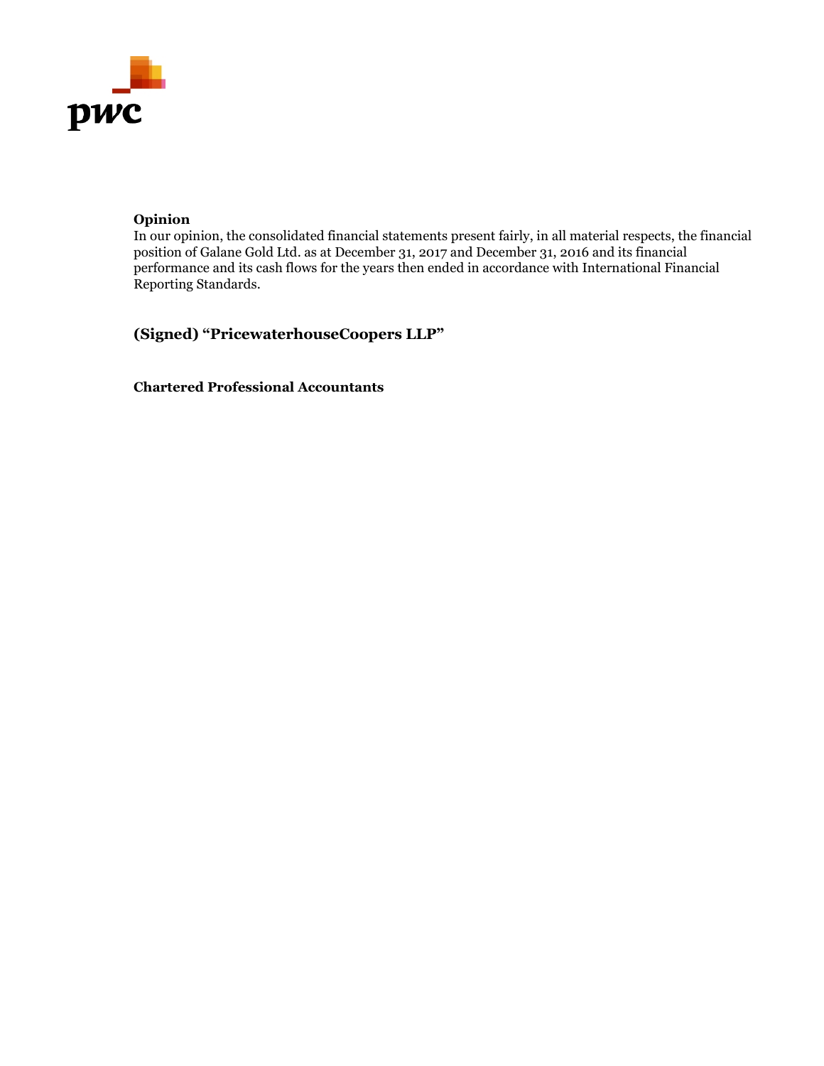### Opinion

In our opinion, the consolidated financial statements present fairly, in all material respects, the financial position of Galane Gold Ltd. as at December 31, 2017 and December 31, 2016 and its financial performance and its cash flows for the years then ended in accordance with International Financial Reporting Standards.

**(Signed) "PricewaterhouseCoopers LLP"**

**Chartered Professional Accountants**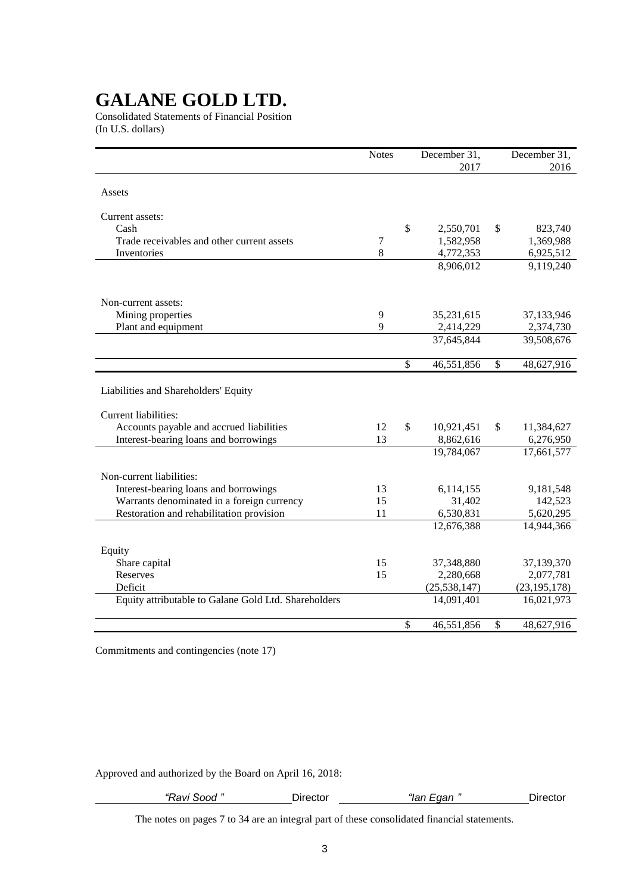# GALANE GOLD LTD.

Consolidated Statements of Financial Position
(In U.S. dollars)

| | Notes | December 31, 2017 | December 31, 2016 |
|---|---|---|---|
| Assets | | | |
| Current assets: | | | |
| Cash | | $ 2,550,701 | $ 823,740 |
| Trade receivables and other current assets | 7 | 1,582,958 | 1,369,988 |
| Inventories | 8 | 4,772,353 | 6,925,512 |
| | | 8,906,012 | 9,119,240 |
| Non-current assets: | | | |
| Mining properties | 9 | 35,231,615 | 37,133,946 |
| Plant and equipment | 9 | 2,414,229 | 2,374,730 |
| | | 37,645,844 | 39,508,676 |
| | | $ 46,551,856 | $ 48,627,916 |
| Liabilities and Shareholders' Equity | | | |
| Current liabilities: | | | |
| Accounts payable and accrued liabilities | 12 | $ 10,921,451 | $ 11,384,627 |
| Interest-bearing loans and borrowings | 13 | 8,862,616 | 6,276,950 |
| | | 19,784,067 | 17,661,577 |
| Non-current liabilities: | | | |
| Interest-bearing loans and borrowings | 13 | 6,114,155 | 9,181,548 |
| Warrants denominated in a foreign currency | 15 | 31,402 | 142,523 |
| Restoration and rehabilitation provision | 11 | 6,530,831 | 5,620,295 |
| | | 12,676,388 | 14,944,366 |
| Equity | | | |
| Share capital | 15 | 37,348,880 | 37,139,370 |
| Reserves | 15 | 2,280,668 | 2,077,781 |
| Deficit | | (25,538,147) | (23,195,178) |
| Equity attributable to Galane Gold Ltd. Shareholders | | 14,091,401 | 16,021,973 |
| | | $ 46,551,856 | $ 48,627,916 |

Commitments and contingencies (note 17)

Approved and authorized by the Board on April 16, 2018:

*"Ravi Sood "* Director *"Ian Egan "* Director

The notes on pages 7 to 34 are an integral part of these consolidated financial statements.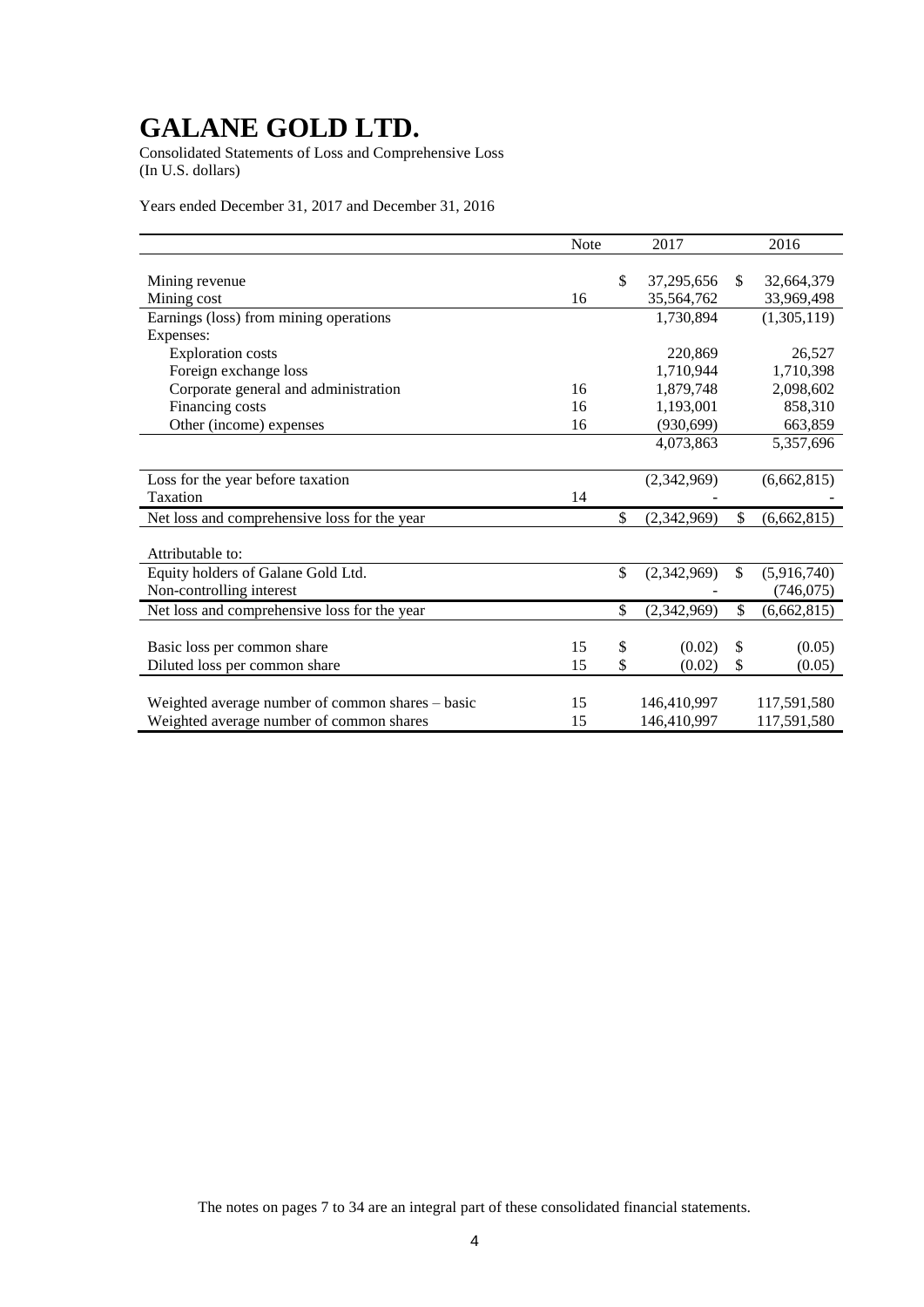# GALANE GOLD LTD.

Consolidated Statements of Loss and Comprehensive Loss
(In U.S. dollars)

Years ended December 31, 2017 and December 31, 2016

| | Note | 2017 | 2016 |
|---|---|---|---|
| Mining revenue | | $ 37,295,656 | $ 32,664,379 |
| Mining cost | 16 | 35,564,762 | 33,969,498 |
| Earnings (loss) from mining operations | | 1,730,894 | (1,305,119) |
| Expenses: | | | |
| Exploration costs | | 220,869 | 26,527 |
| Foreign exchange loss | | 1,710,944 | 1,710,398 |
| Corporate general and administration | 16 | 1,879,748 | 2,098,602 |
| Financing costs | 16 | 1,193,001 | 858,310 |
| Other (income) expenses | 16 | (930,699) | 663,859 |
| | | 4,073,863 | 5,357,696 |
| Loss for the year before taxation | | (2,342,969) | (6,662,815) |
| Taxation | 14 | - | - |
| Net loss and comprehensive loss for the year | | $ (2,342,969) | $ (6,662,815) |
| Attributable to: | | | |
| Equity holders of Galane Gold Ltd. | | $ (2,342,969) | $ (5,916,740) |
| Non-controlling interest | | - | (746,075) |
| Net loss and comprehensive loss for the year | | $ (2,342,969) | $ (6,662,815) |
| Basic loss per common share | 15 | $ (0.02) | $ (0.05) |
| Diluted loss per common share | 15 | $ (0.02) | $ (0.05) |
| Weighted average number of common shares – basic | 15 | 146,410,997 | 117,591,580 |
| Weighted average number of common shares | 15 | 146,410,997 | 117,591,580 |

The notes on pages 7 to 34 are an integral part of these consolidated financial statements.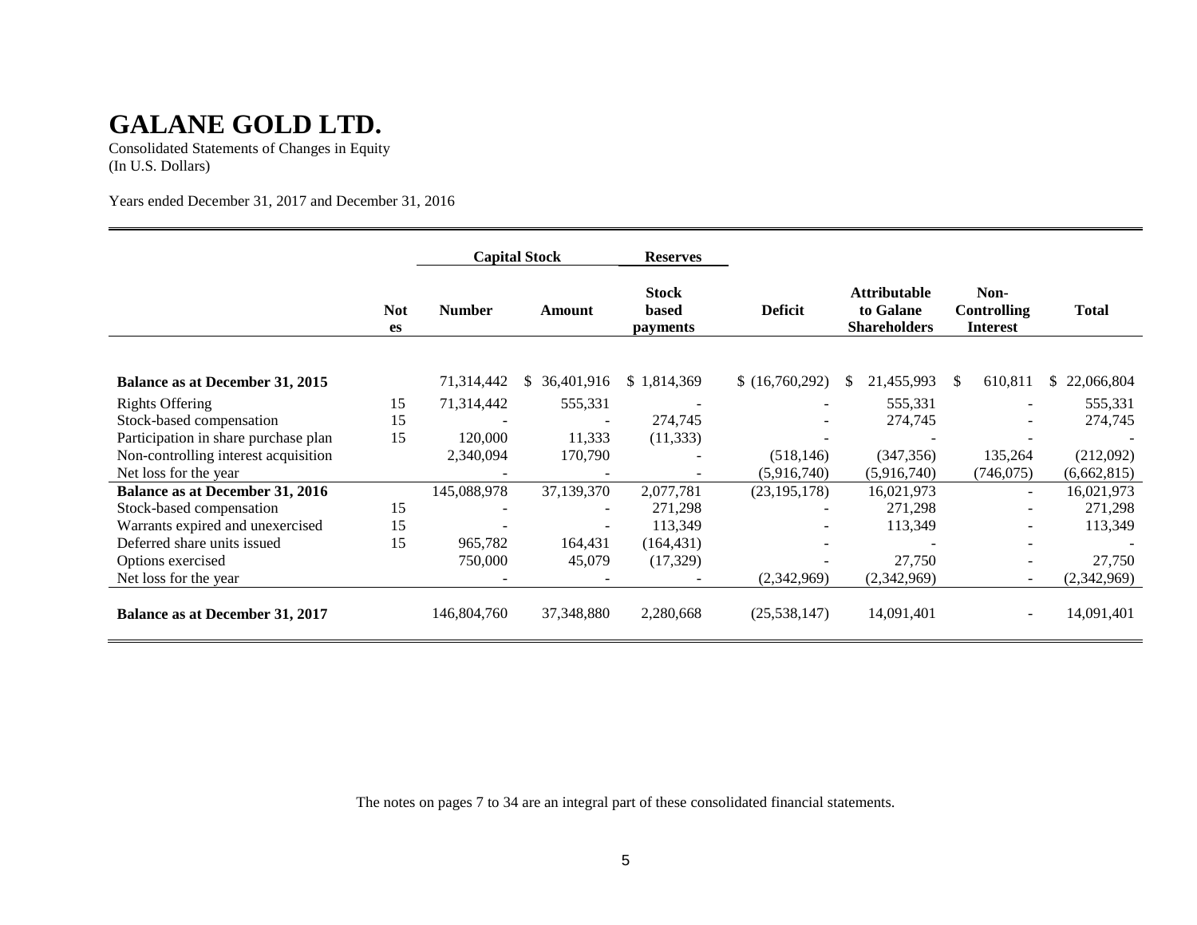# GALANE GOLD LTD.

Consolidated Statements of Changes in Equity
(In U.S. Dollars)

Years ended December 31, 2017 and December 31, 2016

| | | Capital Stock | | Reserves | | | | |
|---|---|---|---|---|---|---|---|---|
| | Notes | Number | Amount | Stock based payments | Deficit | Attributable to Galane Shareholders | Non-Controlling Interest | Total |
| **Balance as at December 31, 2015** | | 71,314,442 | $ 36,401,916 | $ 1,814,369 | $ (16,760,292) | $ 21,455,993 | $ 610,811 | $ 22,066,804 |
| Rights Offering | 15 | 71,314,442 | 555,331 | - | - | 555,331 | - | 555,331 |
| Stock-based compensation | 15 | - | - | 274,745 | - | 274,745 | - | 274,745 |
| Participation in share purchase plan | 15 | 120,000 | 11,333 | (11,333) | - | - | - | - |
| Non-controlling interest acquisition | | 2,340,094 | 170,790 | - | (518,146) | (347,356) | 135,264 | (212,092) |
| Net loss for the year | | - | - | - | (5,916,740) | (5,916,740) | (746,075) | (6,662,815) |
| **Balance as at December 31, 2016** | | 145,088,978 | 37,139,370 | 2,077,781 | (23,195,178) | 16,021,973 | - | 16,021,973 |
| Stock-based compensation | 15 | - | - | 271,298 | - | 271,298 | - | 271,298 |
| Warrants expired and unexercised | 15 | - | - | 113,349 | - | 113,349 | - | 113,349 |
| Deferred share units issued | 15 | 965,782 | 164,431 | (164,431) | - | - | - | - |
| Options exercised | | 750,000 | 45,079 | (17,329) | - | 27,750 | - | 27,750 |
| Net loss for the year | | - | - | - | (2,342,969) | (2,342,969) | - | (2,342,969) |
| **Balance as at December 31, 2017** | | 146,804,760 | 37,348,880 | 2,280,668 | (25,538,147) | 14,091,401 | - | 14,091,401 |

The notes on pages 7 to 34 are an integral part of these consolidated financial statements.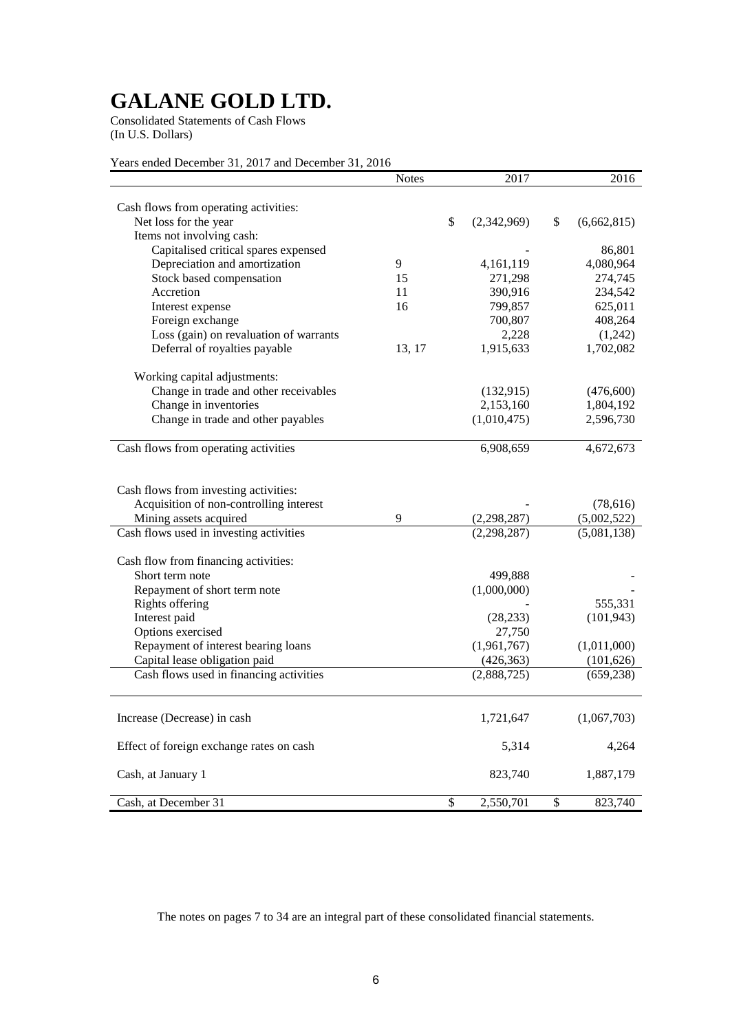# GALANE GOLD LTD.

Consolidated Statements of Cash Flows
(In U.S. Dollars)

Years ended December 31, 2017 and December 31, 2016

| | Notes | 2017 | 2016 |
|---|---|---|---|
| Cash flows from operating activities: | | | |
| Net loss for the year | | $ (2,342,969) | $ (6,662,815) |
| Items not involving cash: | | | |
| Capitalised critical spares expensed | | - | 86,801 |
| Depreciation and amortization | 9 | 4,161,119 | 4,080,964 |
| Stock based compensation | 15 | 271,298 | 274,745 |
| Accretion | 11 | 390,916 | 234,542 |
| Interest expense | 16 | 799,857 | 625,011 |
| Foreign exchange | | 700,807 | 408,264 |
| Loss (gain) on revaluation of warrants | | 2,228 | (1,242) |
| Deferral of royalties payable | 13, 17 | 1,915,633 | 1,702,082 |
| Working capital adjustments: | | | |
| Change in trade and other receivables | | (132,915) | (476,600) |
| Change in inventories | | 2,153,160 | 1,804,192 |
| Change in trade and other payables | | (1,010,475) | 2,596,730 |
| Cash flows from operating activities | | 6,908,659 | 4,672,673 |
| Cash flows from investing activities: | | | |
| Acquisition of non-controlling interest | | - | (78,616) |
| Mining assets acquired | 9 | (2,298,287) | (5,002,522) |
| Cash flows used in investing activities | | (2,298,287) | (5,081,138) |
| Cash flow from financing activities: | | | |
| Short term note | | 499,888 | - |
| Repayment of short term note | | (1,000,000) | - |
| Rights offering | | - | 555,331 |
| Interest paid | | (28,233) | (101,943) |
| Options exercised | | 27,750 | |
| Repayment of interest bearing loans | | (1,961,767) | (1,011,000) |
| Capital lease obligation paid | | (426,363) | (101,626) |
| Cash flows used in financing activities | | (2,888,725) | (659,238) |
| Increase (Decrease) in cash | | 1,721,647 | (1,067,703) |
| Effect of foreign exchange rates on cash | | 5,314 | 4,264 |
| Cash, at January 1 | | 823,740 | 1,887,179 |
| Cash, at December 31 | | $ 2,550,701 | $ 823,740 |

The notes on pages 7 to 34 are an integral part of these consolidated financial statements.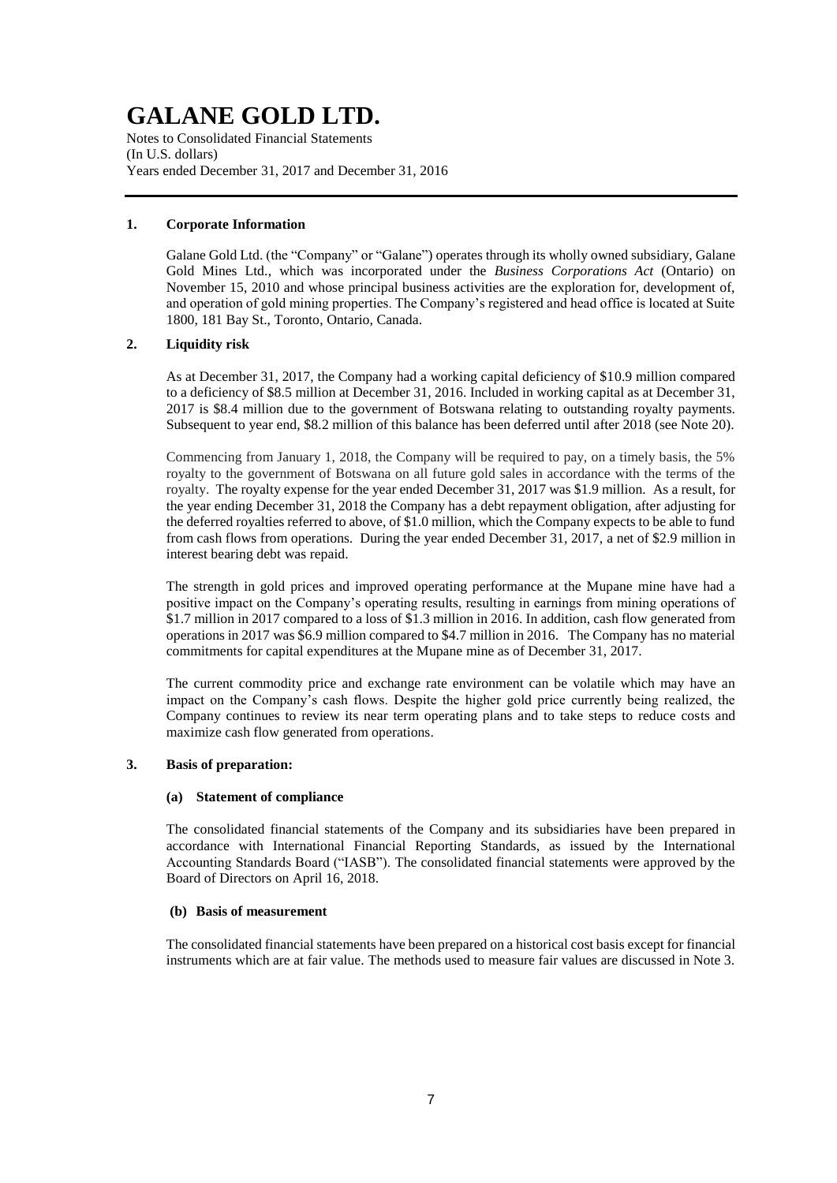# GALANE GOLD LTD.

Notes to Consolidated Financial Statements
(In U.S. dollars)
Years ended December 31, 2017 and December 31, 2016

## 1. Corporate Information

Galane Gold Ltd. (the "Company" or "Galane") operates through its wholly owned subsidiary, Galane Gold Mines Ltd., which was incorporated under the *Business Corporations Act* (Ontario) on November 15, 2010 and whose principal business activities are the exploration for, development of, and operation of gold mining properties. The Company's registered and head office is located at Suite 1800, 181 Bay St., Toronto, Ontario, Canada.

## 2. Liquidity risk

As at December 31, 2017, the Company had a working capital deficiency of $10.9 million compared to a deficiency of $8.5 million at December 31, 2016. Included in working capital as at December 31, 2017 is $8.4 million due to the government of Botswana relating to outstanding royalty payments. Subsequent to year end, $8.2 million of this balance has been deferred until after 2018 (see Note 20).

Commencing from January 1, 2018, the Company will be required to pay, on a timely basis, the 5% royalty to the government of Botswana on all future gold sales in accordance with the terms of the royalty. The royalty expense for the year ended December 31, 2017 was $1.9 million. As a result, for the year ending December 31, 2018 the Company has a debt repayment obligation, after adjusting for the deferred royalties referred to above, of $1.0 million, which the Company expects to be able to fund from cash flows from operations. During the year ended December 31, 2017, a net of $2.9 million in interest bearing debt was repaid.

The strength in gold prices and improved operating performance at the Mupane mine have had a positive impact on the Company's operating results, resulting in earnings from mining operations of $1.7 million in 2017 compared to a loss of $1.3 million in 2016. In addition, cash flow generated from operations in 2017 was $6.9 million compared to $4.7 million in 2016. The Company has no material commitments for capital expenditures at the Mupane mine as of December 31, 2017.

The current commodity price and exchange rate environment can be volatile which may have an impact on the Company's cash flows. Despite the higher gold price currently being realized, the Company continues to review its near term operating plans and to take steps to reduce costs and maximize cash flow generated from operations.

## 3. Basis of preparation:

### (a) Statement of compliance

The consolidated financial statements of the Company and its subsidiaries have been prepared in accordance with International Financial Reporting Standards, as issued by the International Accounting Standards Board ("IASB"). The consolidated financial statements were approved by the Board of Directors on April 16, 2018.

### (b) Basis of measurement

The consolidated financial statements have been prepared on a historical cost basis except for financial instruments which are at fair value. The methods used to measure fair values are discussed in Note 3.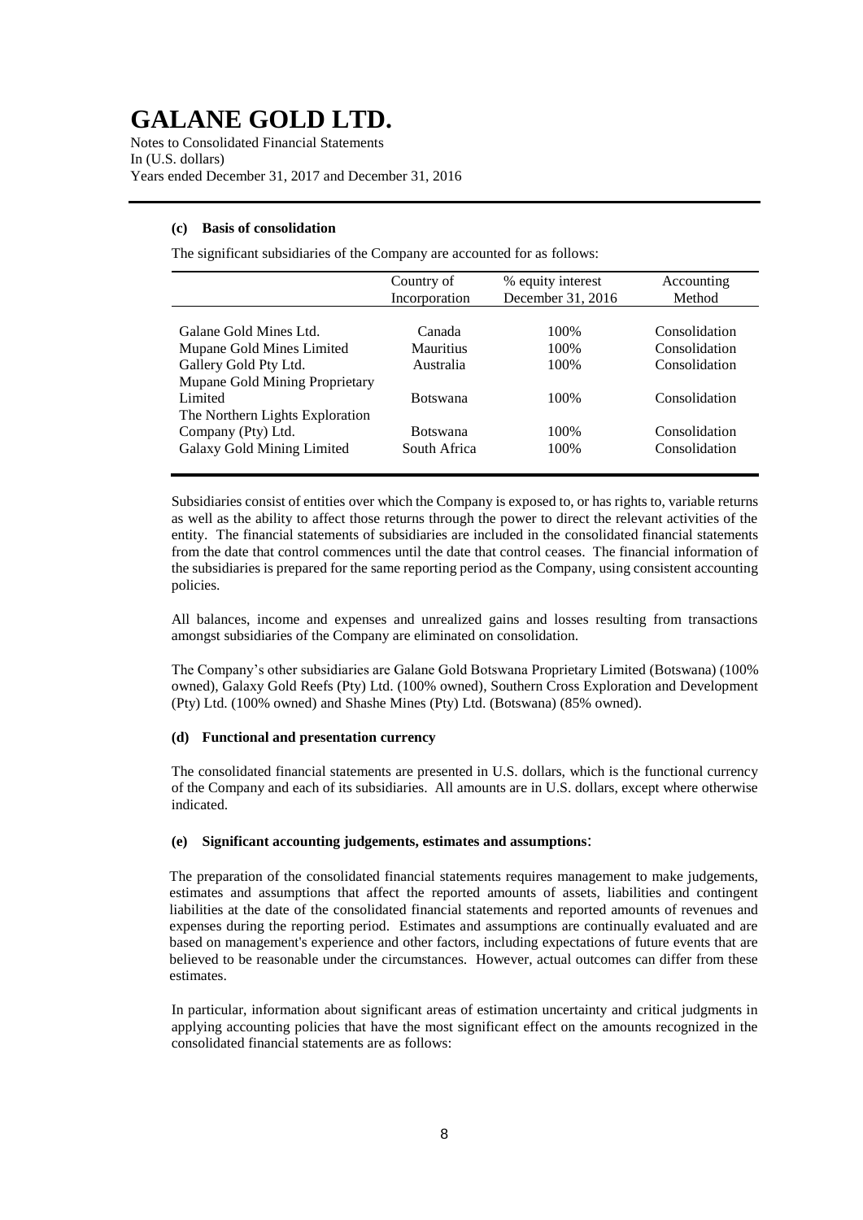#### (c) Basis of consolidation

The significant subsidiaries of the Company are accounted for as follows:

| | Country of Incorporation | % equity interest December 31, 2016 | Accounting Method |
|---|---|---|---|
| Galane Gold Mines Ltd. | Canada | 100% | Consolidation |
| Mupane Gold Mines Limited | Mauritius | 100% | Consolidation |
| Gallery Gold Pty Ltd. | Australia | 100% | Consolidation |
| Mupane Gold Mining Proprietary Limited | Botswana | 100% | Consolidation |
| The Northern Lights Exploration Company (Pty) Ltd. | Botswana | 100% | Consolidation |
| Galaxy Gold Mining Limited | South Africa | 100% | Consolidation |

Subsidiaries consist of entities over which the Company is exposed to, or has rights to, variable returns as well as the ability to affect those returns through the power to direct the relevant activities of the entity. The financial statements of subsidiaries are included in the consolidated financial statements from the date that control commences until the date that control ceases. The financial information of the subsidiaries is prepared for the same reporting period as the Company, using consistent accounting policies.

All balances, income and expenses and unrealized gains and losses resulting from transactions amongst subsidiaries of the Company are eliminated on consolidation.

The Company's other subsidiaries are Galane Gold Botswana Proprietary Limited (Botswana) (100% owned), Galaxy Gold Reefs (Pty) Ltd. (100% owned), Southern Cross Exploration and Development (Pty) Ltd. (100% owned) and Shashe Mines (Pty) Ltd. (Botswana) (85% owned).

#### (d) Functional and presentation currency

The consolidated financial statements are presented in U.S. dollars, which is the functional currency of the Company and each of its subsidiaries. All amounts are in U.S. dollars, except where otherwise indicated.

#### (e) Significant accounting judgements, estimates and assumptions:

The preparation of the consolidated financial statements requires management to make judgements, estimates and assumptions that affect the reported amounts of assets, liabilities and contingent liabilities at the date of the consolidated financial statements and reported amounts of revenues and expenses during the reporting period. Estimates and assumptions are continually evaluated and are based on management's experience and other factors, including expectations of future events that are believed to be reasonable under the circumstances. However, actual outcomes can differ from these estimates.

In particular, information about significant areas of estimation uncertainty and critical judgments in applying accounting policies that have the most significant effect on the amounts recognized in the consolidated financial statements are as follows: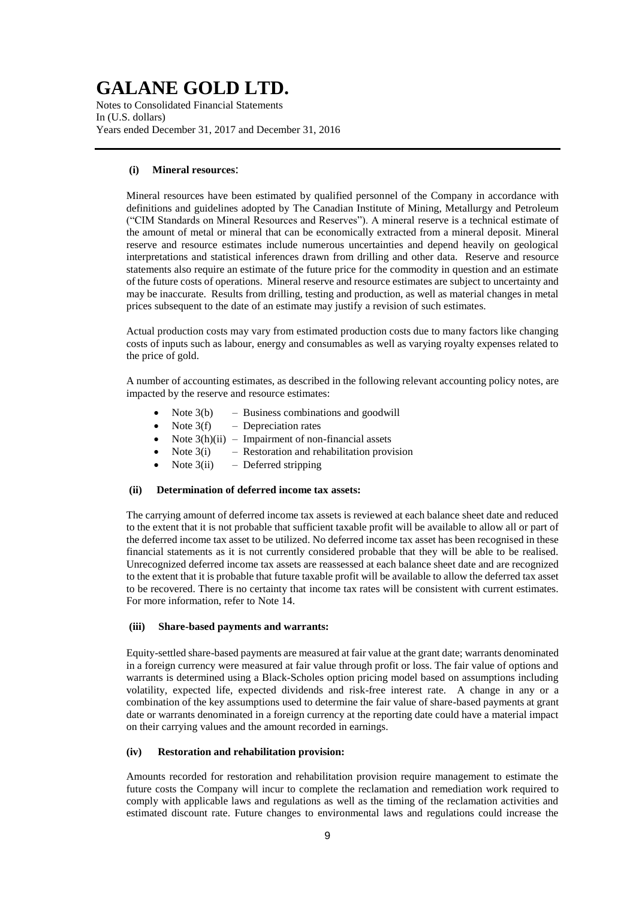**(i) Mineral resources**:

Mineral resources have been estimated by qualified personnel of the Company in accordance with definitions and guidelines adopted by The Canadian Institute of Mining, Metallurgy and Petroleum ("CIM Standards on Mineral Resources and Reserves"). A mineral reserve is a technical estimate of the amount of metal or mineral that can be economically extracted from a mineral deposit. Mineral reserve and resource estimates include numerous uncertainties and depend heavily on geological interpretations and statistical inferences drawn from drilling and other data. Reserve and resource statements also require an estimate of the future price for the commodity in question and an estimate of the future costs of operations. Mineral reserve and resource estimates are subject to uncertainty and may be inaccurate. Results from drilling, testing and production, as well as material changes in metal prices subsequent to the date of an estimate may justify a revision of such estimates.

Actual production costs may vary from estimated production costs due to many factors like changing costs of inputs such as labour, energy and consumables as well as varying royalty expenses related to the price of gold.

A number of accounting estimates, as described in the following relevant accounting policy notes, are impacted by the reserve and resource estimates:

- Note 3(b) – Business combinations and goodwill
- Note 3(f) – Depreciation rates
- Note 3(h)(ii) – Impairment of non-financial assets
- Note 3(i) – Restoration and rehabilitation provision
- Note 3(ii) – Deferred stripping

**(ii) Determination of deferred income tax assets:**

The carrying amount of deferred income tax assets is reviewed at each balance sheet date and reduced to the extent that it is not probable that sufficient taxable profit will be available to allow all or part of the deferred income tax asset to be utilized. No deferred income tax asset has been recognised in these financial statements as it is not currently considered probable that they will be able to be realised. Unrecognized deferred income tax assets are reassessed at each balance sheet date and are recognized to the extent that it is probable that future taxable profit will be available to allow the deferred tax asset to be recovered. There is no certainty that income tax rates will be consistent with current estimates. For more information, refer to Note 14.

**(iii) Share-based payments and warrants:**

Equity-settled share-based payments are measured at fair value at the grant date; warrants denominated in a foreign currency were measured at fair value through profit or loss. The fair value of options and warrants is determined using a Black-Scholes option pricing model based on assumptions including volatility, expected life, expected dividends and risk-free interest rate. A change in any or a combination of the key assumptions used to determine the fair value of share-based payments at grant date or warrants denominated in a foreign currency at the reporting date could have a material impact on their carrying values and the amount recorded in earnings.

**(iv) Restoration and rehabilitation provision:**

Amounts recorded for restoration and rehabilitation provision require management to estimate the future costs the Company will incur to complete the reclamation and remediation work required to comply with applicable laws and regulations as well as the timing of the reclamation activities and estimated discount rate. Future changes to environmental laws and regulations could increase the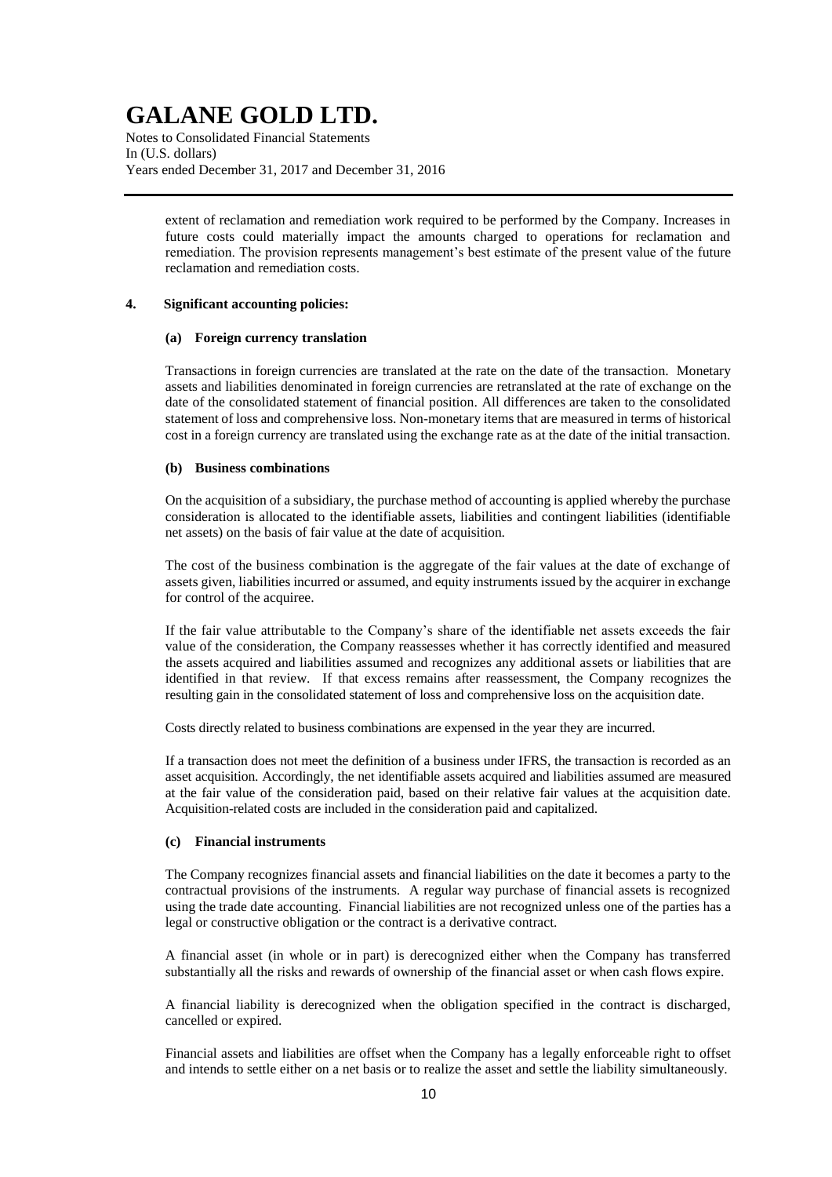extent of reclamation and remediation work required to be performed by the Company. Increases in future costs could materially impact the amounts charged to operations for reclamation and remediation. The provision represents management's best estimate of the present value of the future reclamation and remediation costs.

## 4. Significant accounting policies:

### (a) Foreign currency translation

Transactions in foreign currencies are translated at the rate on the date of the transaction. Monetary assets and liabilities denominated in foreign currencies are retranslated at the rate of exchange on the date of the consolidated statement of financial position. All differences are taken to the consolidated statement of loss and comprehensive loss. Non-monetary items that are measured in terms of historical cost in a foreign currency are translated using the exchange rate as at the date of the initial transaction.

### (b) Business combinations

On the acquisition of a subsidiary, the purchase method of accounting is applied whereby the purchase consideration is allocated to the identifiable assets, liabilities and contingent liabilities (identifiable net assets) on the basis of fair value at the date of acquisition.

The cost of the business combination is the aggregate of the fair values at the date of exchange of assets given, liabilities incurred or assumed, and equity instruments issued by the acquirer in exchange for control of the acquiree.

If the fair value attributable to the Company's share of the identifiable net assets exceeds the fair value of the consideration, the Company reassesses whether it has correctly identified and measured the assets acquired and liabilities assumed and recognizes any additional assets or liabilities that are identified in that review. If that excess remains after reassessment, the Company recognizes the resulting gain in the consolidated statement of loss and comprehensive loss on the acquisition date.

Costs directly related to business combinations are expensed in the year they are incurred.

If a transaction does not meet the definition of a business under IFRS, the transaction is recorded as an asset acquisition. Accordingly, the net identifiable assets acquired and liabilities assumed are measured at the fair value of the consideration paid, based on their relative fair values at the acquisition date. Acquisition-related costs are included in the consideration paid and capitalized.

### (c) Financial instruments

The Company recognizes financial assets and financial liabilities on the date it becomes a party to the contractual provisions of the instruments. A regular way purchase of financial assets is recognized using the trade date accounting. Financial liabilities are not recognized unless one of the parties has a legal or constructive obligation or the contract is a derivative contract.

A financial asset (in whole or in part) is derecognized either when the Company has transferred substantially all the risks and rewards of ownership of the financial asset or when cash flows expire.

A financial liability is derecognized when the obligation specified in the contract is discharged, cancelled or expired.

Financial assets and liabilities are offset when the Company has a legally enforceable right to offset and intends to settle either on a net basis or to realize the asset and settle the liability simultaneously.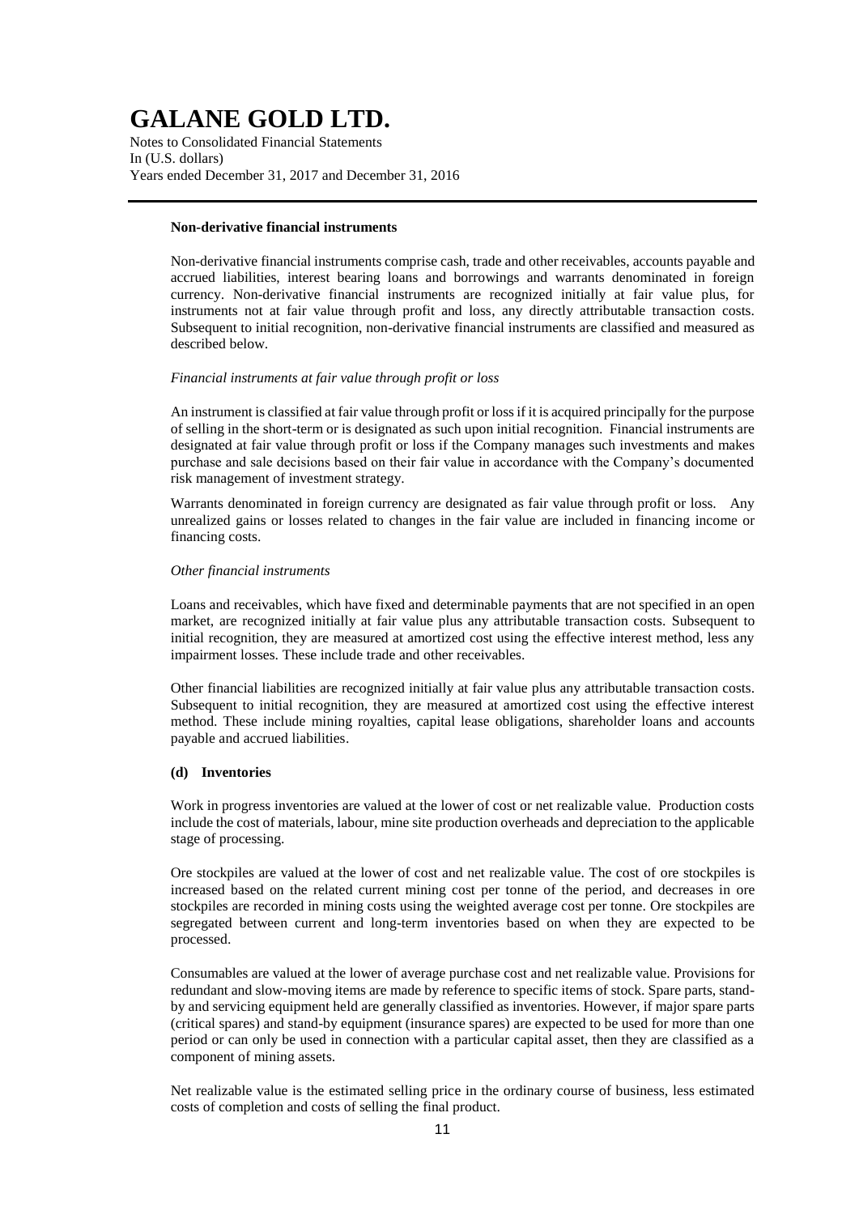**Non-derivative financial instruments**

Non-derivative financial instruments comprise cash, trade and other receivables, accounts payable and accrued liabilities, interest bearing loans and borrowings and warrants denominated in foreign currency. Non-derivative financial instruments are recognized initially at fair value plus, for instruments not at fair value through profit and loss, any directly attributable transaction costs. Subsequent to initial recognition, non-derivative financial instruments are classified and measured as described below.

*Financial instruments at fair value through profit or loss*

An instrument is classified at fair value through profit or loss if it is acquired principally for the purpose of selling in the short-term or is designated as such upon initial recognition. Financial instruments are designated at fair value through profit or loss if the Company manages such investments and makes purchase and sale decisions based on their fair value in accordance with the Company's documented risk management of investment strategy.

Warrants denominated in foreign currency are designated as fair value through profit or loss. Any unrealized gains or losses related to changes in the fair value are included in financing income or financing costs.

*Other financial instruments*

Loans and receivables, which have fixed and determinable payments that are not specified in an open market, are recognized initially at fair value plus any attributable transaction costs. Subsequent to initial recognition, they are measured at amortized cost using the effective interest method, less any impairment losses. These include trade and other receivables.

Other financial liabilities are recognized initially at fair value plus any attributable transaction costs. Subsequent to initial recognition, they are measured at amortized cost using the effective interest method. These include mining royalties, capital lease obligations, shareholder loans and accounts payable and accrued liabilities.

**(d) Inventories**

Work in progress inventories are valued at the lower of cost or net realizable value. Production costs include the cost of materials, labour, mine site production overheads and depreciation to the applicable stage of processing.

Ore stockpiles are valued at the lower of cost and net realizable value. The cost of ore stockpiles is increased based on the related current mining cost per tonne of the period, and decreases in ore stockpiles are recorded in mining costs using the weighted average cost per tonne. Ore stockpiles are segregated between current and long-term inventories based on when they are expected to be processed.

Consumables are valued at the lower of average purchase cost and net realizable value. Provisions for redundant and slow-moving items are made by reference to specific items of stock. Spare parts, stand-by and servicing equipment held are generally classified as inventories. However, if major spare parts (critical spares) and stand-by equipment (insurance spares) are expected to be used for more than one period or can only be used in connection with a particular capital asset, then they are classified as a component of mining assets.

Net realizable value is the estimated selling price in the ordinary course of business, less estimated costs of completion and costs of selling the final product.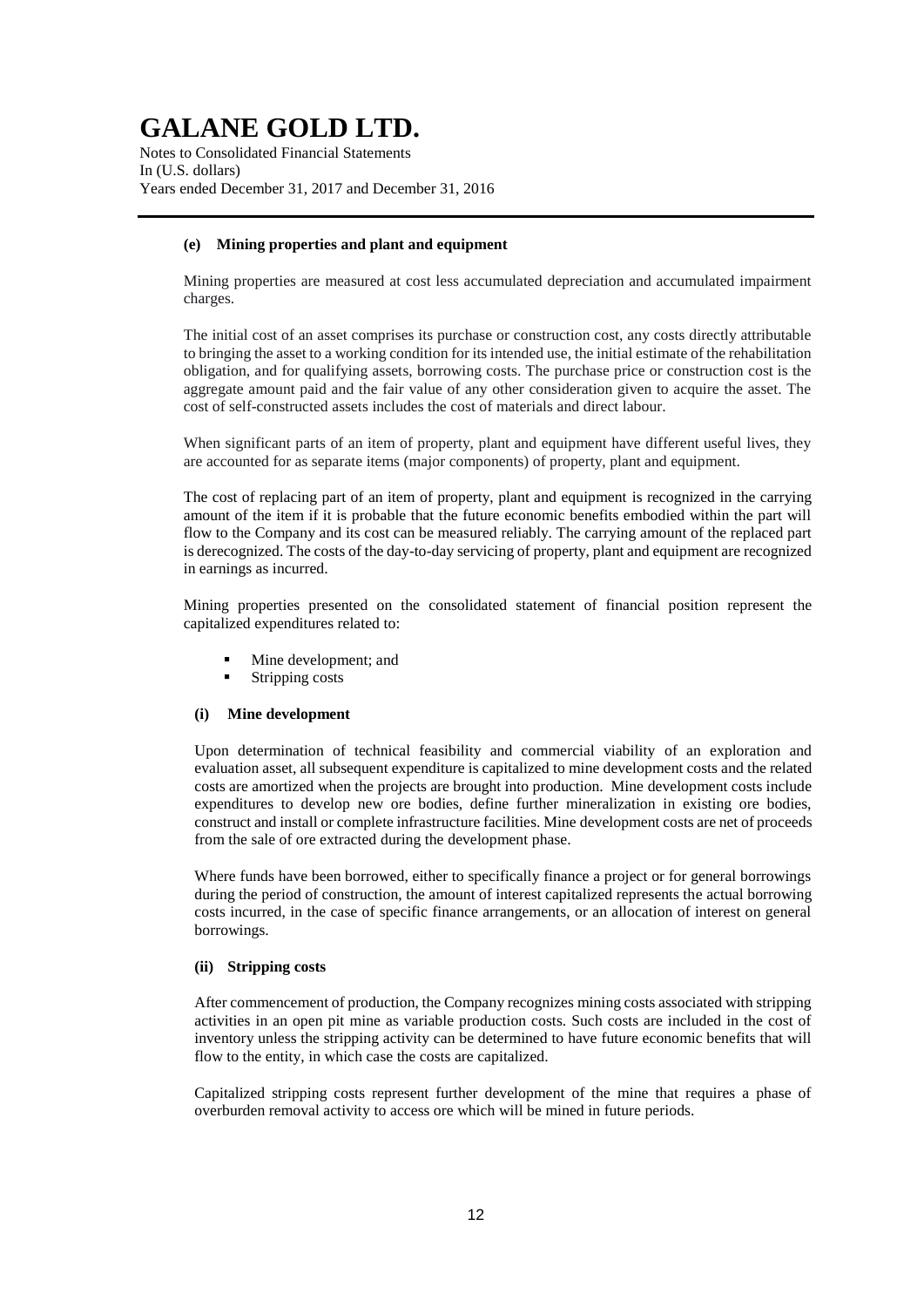#### (e) Mining properties and plant and equipment

Mining properties are measured at cost less accumulated depreciation and accumulated impairment charges.

The initial cost of an asset comprises its purchase or construction cost, any costs directly attributable to bringing the asset to a working condition for its intended use, the initial estimate of the rehabilitation obligation, and for qualifying assets, borrowing costs. The purchase price or construction cost is the aggregate amount paid and the fair value of any other consideration given to acquire the asset. The cost of self-constructed assets includes the cost of materials and direct labour.

When significant parts of an item of property, plant and equipment have different useful lives, they are accounted for as separate items (major components) of property, plant and equipment.

The cost of replacing part of an item of property, plant and equipment is recognized in the carrying amount of the item if it is probable that the future economic benefits embodied within the part will flow to the Company and its cost can be measured reliably. The carrying amount of the replaced part is derecognized. The costs of the day-to-day servicing of property, plant and equipment are recognized in earnings as incurred.

Mining properties presented on the consolidated statement of financial position represent the capitalized expenditures related to:

- Mine development; and
- Stripping costs

##### (i) Mine development

Upon determination of technical feasibility and commercial viability of an exploration and evaluation asset, all subsequent expenditure is capitalized to mine development costs and the related costs are amortized when the projects are brought into production. Mine development costs include expenditures to develop new ore bodies, define further mineralization in existing ore bodies, construct and install or complete infrastructure facilities. Mine development costs are net of proceeds from the sale of ore extracted during the development phase.

Where funds have been borrowed, either to specifically finance a project or for general borrowings during the period of construction, the amount of interest capitalized represents the actual borrowing costs incurred, in the case of specific finance arrangements, or an allocation of interest on general borrowings.

##### (ii) Stripping costs

After commencement of production, the Company recognizes mining costs associated with stripping activities in an open pit mine as variable production costs. Such costs are included in the cost of inventory unless the stripping activity can be determined to have future economic benefits that will flow to the entity, in which case the costs are capitalized.

Capitalized stripping costs represent further development of the mine that requires a phase of overburden removal activity to access ore which will be mined in future periods.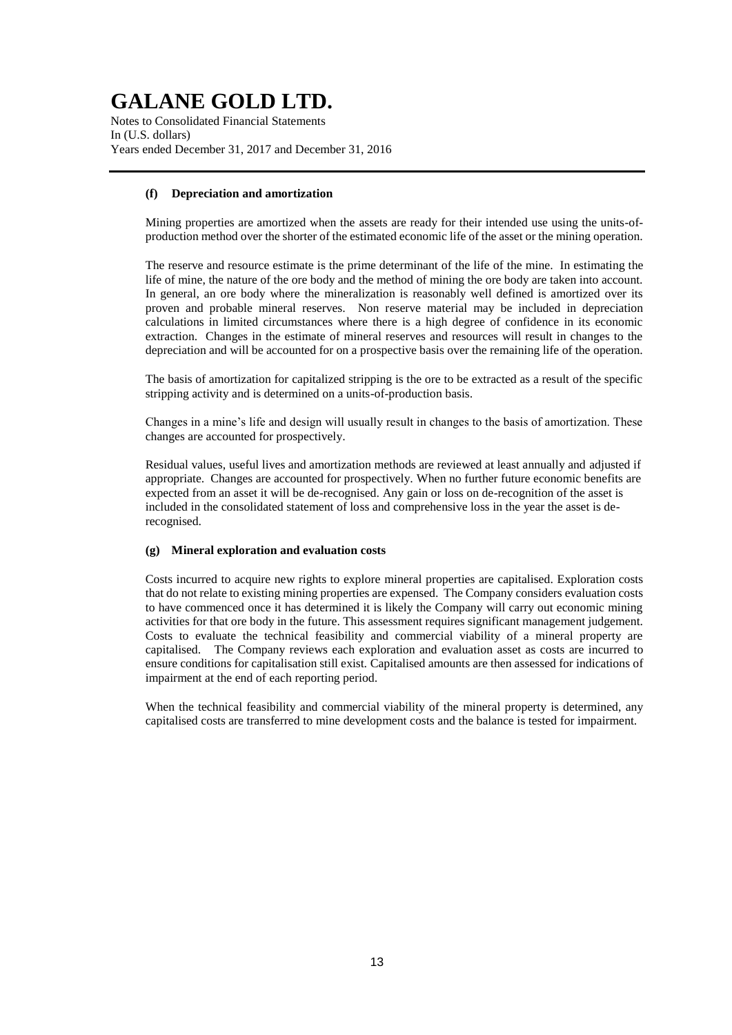#### (f) Depreciation and amortization

Mining properties are amortized when the assets are ready for their intended use using the units-of-production method over the shorter of the estimated economic life of the asset or the mining operation.

The reserve and resource estimate is the prime determinant of the life of the mine. In estimating the life of mine, the nature of the ore body and the method of mining the ore body are taken into account. In general, an ore body where the mineralization is reasonably well defined is amortized over its proven and probable mineral reserves. Non reserve material may be included in depreciation calculations in limited circumstances where there is a high degree of confidence in its economic extraction. Changes in the estimate of mineral reserves and resources will result in changes to the depreciation and will be accounted for on a prospective basis over the remaining life of the operation.

The basis of amortization for capitalized stripping is the ore to be extracted as a result of the specific stripping activity and is determined on a units-of-production basis.

Changes in a mine's life and design will usually result in changes to the basis of amortization. These changes are accounted for prospectively.

Residual values, useful lives and amortization methods are reviewed at least annually and adjusted if appropriate. Changes are accounted for prospectively. When no further future economic benefits are expected from an asset it will be de-recognised. Any gain or loss on de-recognition of the asset is included in the consolidated statement of loss and comprehensive loss in the year the asset is de-recognised.

#### (g) Mineral exploration and evaluation costs

Costs incurred to acquire new rights to explore mineral properties are capitalised. Exploration costs that do not relate to existing mining properties are expensed. The Company considers evaluation costs to have commenced once it has determined it is likely the Company will carry out economic mining activities for that ore body in the future. This assessment requires significant management judgement. Costs to evaluate the technical feasibility and commercial viability of a mineral property are capitalised. The Company reviews each exploration and evaluation asset as costs are incurred to ensure conditions for capitalisation still exist. Capitalised amounts are then assessed for indications of impairment at the end of each reporting period.

When the technical feasibility and commercial viability of the mineral property is determined, any capitalised costs are transferred to mine development costs and the balance is tested for impairment.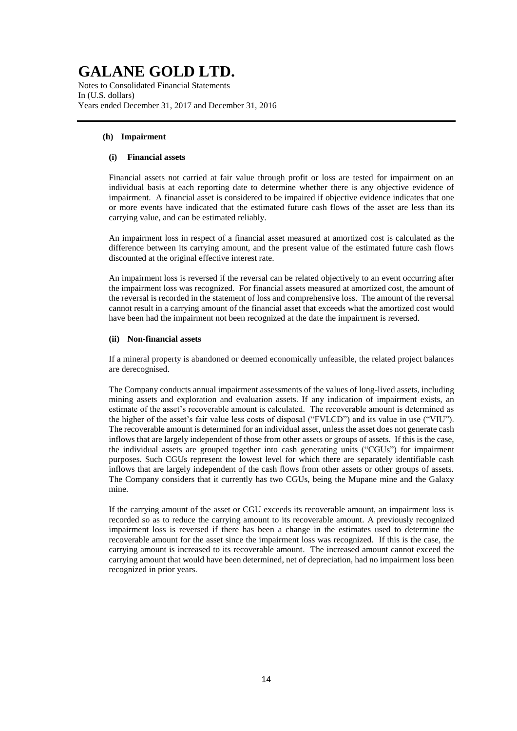#### (h) Impairment

##### (i) Financial assets

Financial assets not carried at fair value through profit or loss are tested for impairment on an individual basis at each reporting date to determine whether there is any objective evidence of impairment. A financial asset is considered to be impaired if objective evidence indicates that one or more events have indicated that the estimated future cash flows of the asset are less than its carrying value, and can be estimated reliably.

An impairment loss in respect of a financial asset measured at amortized cost is calculated as the difference between its carrying amount, and the present value of the estimated future cash flows discounted at the original effective interest rate.

An impairment loss is reversed if the reversal can be related objectively to an event occurring after the impairment loss was recognized. For financial assets measured at amortized cost, the amount of the reversal is recorded in the statement of loss and comprehensive loss. The amount of the reversal cannot result in a carrying amount of the financial asset that exceeds what the amortized cost would have been had the impairment not been recognized at the date the impairment is reversed.

##### (ii) Non-financial assets

If a mineral property is abandoned or deemed economically unfeasible, the related project balances are derecognised.

The Company conducts annual impairment assessments of the values of long-lived assets, including mining assets and exploration and evaluation assets. If any indication of impairment exists, an estimate of the asset's recoverable amount is calculated. The recoverable amount is determined as the higher of the asset's fair value less costs of disposal ("FVLCD") and its value in use ("VIU"). The recoverable amount is determined for an individual asset, unless the asset does not generate cash inflows that are largely independent of those from other assets or groups of assets. If this is the case, the individual assets are grouped together into cash generating units ("CGUs") for impairment purposes. Such CGUs represent the lowest level for which there are separately identifiable cash inflows that are largely independent of the cash flows from other assets or other groups of assets. The Company considers that it currently has two CGUs, being the Mupane mine and the Galaxy mine.

If the carrying amount of the asset or CGU exceeds its recoverable amount, an impairment loss is recorded so as to reduce the carrying amount to its recoverable amount. A previously recognized impairment loss is reversed if there has been a change in the estimates used to determine the recoverable amount for the asset since the impairment loss was recognized. If this is the case, the carrying amount is increased to its recoverable amount. The increased amount cannot exceed the carrying amount that would have been determined, net of depreciation, had no impairment loss been recognized in prior years.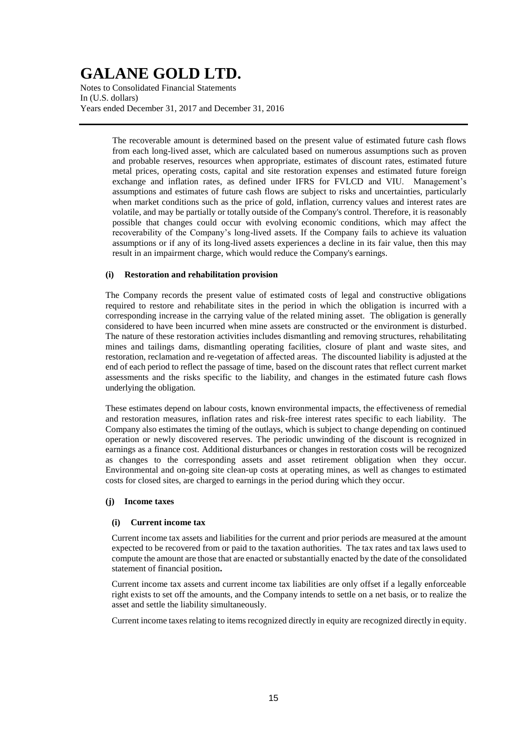The recoverable amount is determined based on the present value of estimated future cash flows from each long-lived asset, which are calculated based on numerous assumptions such as proven and probable reserves, resources when appropriate, estimates of discount rates, estimated future metal prices, operating costs, capital and site restoration expenses and estimated future foreign exchange and inflation rates, as defined under IFRS for FVLCD and VIU. Management's assumptions and estimates of future cash flows are subject to risks and uncertainties, particularly when market conditions such as the price of gold, inflation, currency values and interest rates are volatile, and may be partially or totally outside of the Company's control. Therefore, it is reasonably possible that changes could occur with evolving economic conditions, which may affect the recoverability of the Company's long-lived assets. If the Company fails to achieve its valuation assumptions or if any of its long-lived assets experiences a decline in its fair value, then this may result in an impairment charge, which would reduce the Company's earnings.

#### (i) Restoration and rehabilitation provision

The Company records the present value of estimated costs of legal and constructive obligations required to restore and rehabilitate sites in the period in which the obligation is incurred with a corresponding increase in the carrying value of the related mining asset. The obligation is generally considered to have been incurred when mine assets are constructed or the environment is disturbed. The nature of these restoration activities includes dismantling and removing structures, rehabilitating mines and tailings dams, dismantling operating facilities, closure of plant and waste sites, and restoration, reclamation and re-vegetation of affected areas. The discounted liability is adjusted at the end of each period to reflect the passage of time, based on the discount rates that reflect current market assessments and the risks specific to the liability, and changes in the estimated future cash flows underlying the obligation.

These estimates depend on labour costs, known environmental impacts, the effectiveness of remedial and restoration measures, inflation rates and risk-free interest rates specific to each liability. The Company also estimates the timing of the outlays, which is subject to change depending on continued operation or newly discovered reserves. The periodic unwinding of the discount is recognized in earnings as a finance cost. Additional disturbances or changes in restoration costs will be recognized as changes to the corresponding assets and asset retirement obligation when they occur. Environmental and on-going site clean-up costs at operating mines, as well as changes to estimated costs for closed sites, are charged to earnings in the period during which they occur.

#### (j) Income taxes

##### (i) Current income tax

Current income tax assets and liabilities for the current and prior periods are measured at the amount expected to be recovered from or paid to the taxation authorities. The tax rates and tax laws used to compute the amount are those that are enacted or substantially enacted by the date of the consolidated statement of financial position.

Current income tax assets and current income tax liabilities are only offset if a legally enforceable right exists to set off the amounts, and the Company intends to settle on a net basis, or to realize the asset and settle the liability simultaneously.

Current income taxes relating to items recognized directly in equity are recognized directly in equity.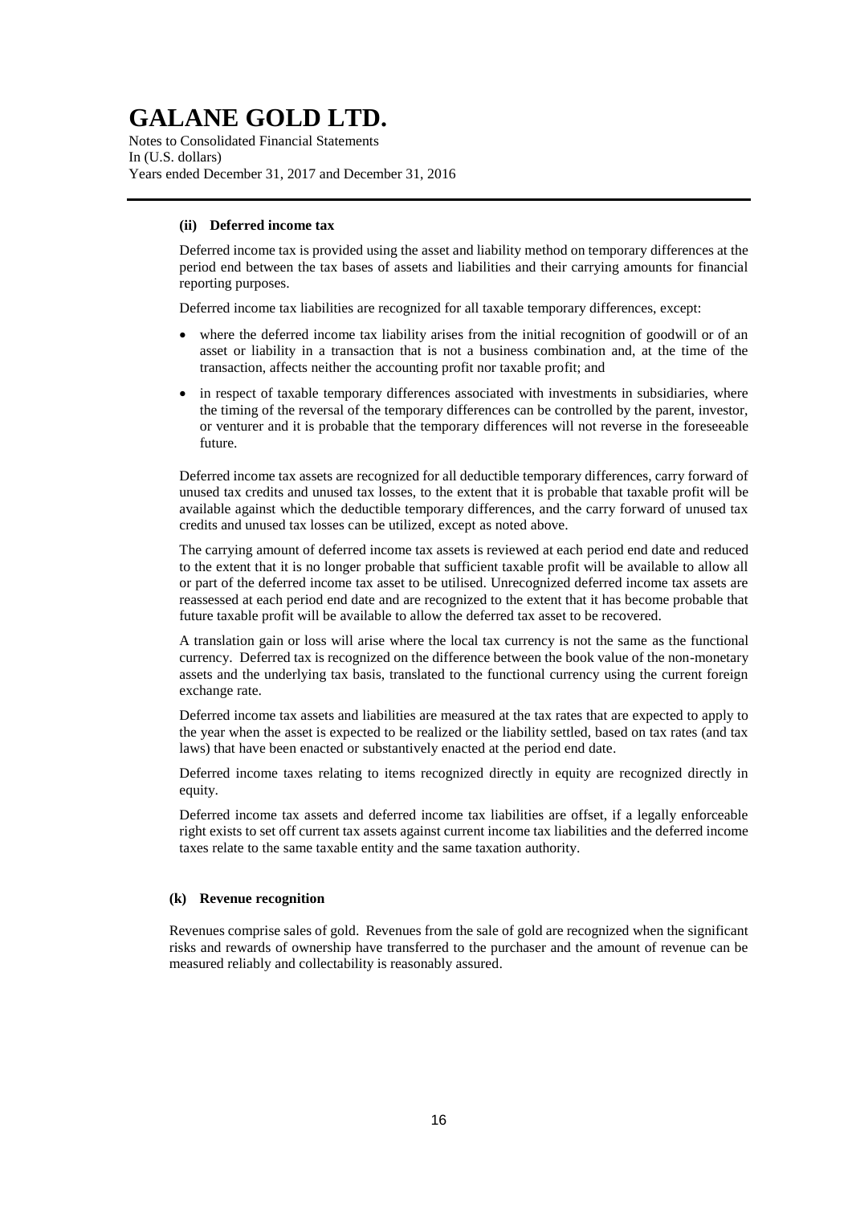#### (ii) Deferred income tax

Deferred income tax is provided using the asset and liability method on temporary differences at the period end between the tax bases of assets and liabilities and their carrying amounts for financial reporting purposes.

Deferred income tax liabilities are recognized for all taxable temporary differences, except:

- where the deferred income tax liability arises from the initial recognition of goodwill or of an asset or liability in a transaction that is not a business combination and, at the time of the transaction, affects neither the accounting profit nor taxable profit; and
- in respect of taxable temporary differences associated with investments in subsidiaries, where the timing of the reversal of the temporary differences can be controlled by the parent, investor, or venturer and it is probable that the temporary differences will not reverse in the foreseeable future.

Deferred income tax assets are recognized for all deductible temporary differences, carry forward of unused tax credits and unused tax losses, to the extent that it is probable that taxable profit will be available against which the deductible temporary differences, and the carry forward of unused tax credits and unused tax losses can be utilized, except as noted above.

The carrying amount of deferred income tax assets is reviewed at each period end date and reduced to the extent that it is no longer probable that sufficient taxable profit will be available to allow all or part of the deferred income tax asset to be utilised. Unrecognized deferred income tax assets are reassessed at each period end date and are recognized to the extent that it has become probable that future taxable profit will be available to allow the deferred tax asset to be recovered.

A translation gain or loss will arise where the local tax currency is not the same as the functional currency. Deferred tax is recognized on the difference between the book value of the non-monetary assets and the underlying tax basis, translated to the functional currency using the current foreign exchange rate.

Deferred income tax assets and liabilities are measured at the tax rates that are expected to apply to the year when the asset is expected to be realized or the liability settled, based on tax rates (and tax laws) that have been enacted or substantively enacted at the period end date.

Deferred income taxes relating to items recognized directly in equity are recognized directly in equity.

Deferred income tax assets and deferred income tax liabilities are offset, if a legally enforceable right exists to set off current tax assets against current income tax liabilities and the deferred income taxes relate to the same taxable entity and the same taxation authority.

### (k) Revenue recognition

Revenues comprise sales of gold. Revenues from the sale of gold are recognized when the significant risks and rewards of ownership have transferred to the purchaser and the amount of revenue can be measured reliably and collectability is reasonably assured.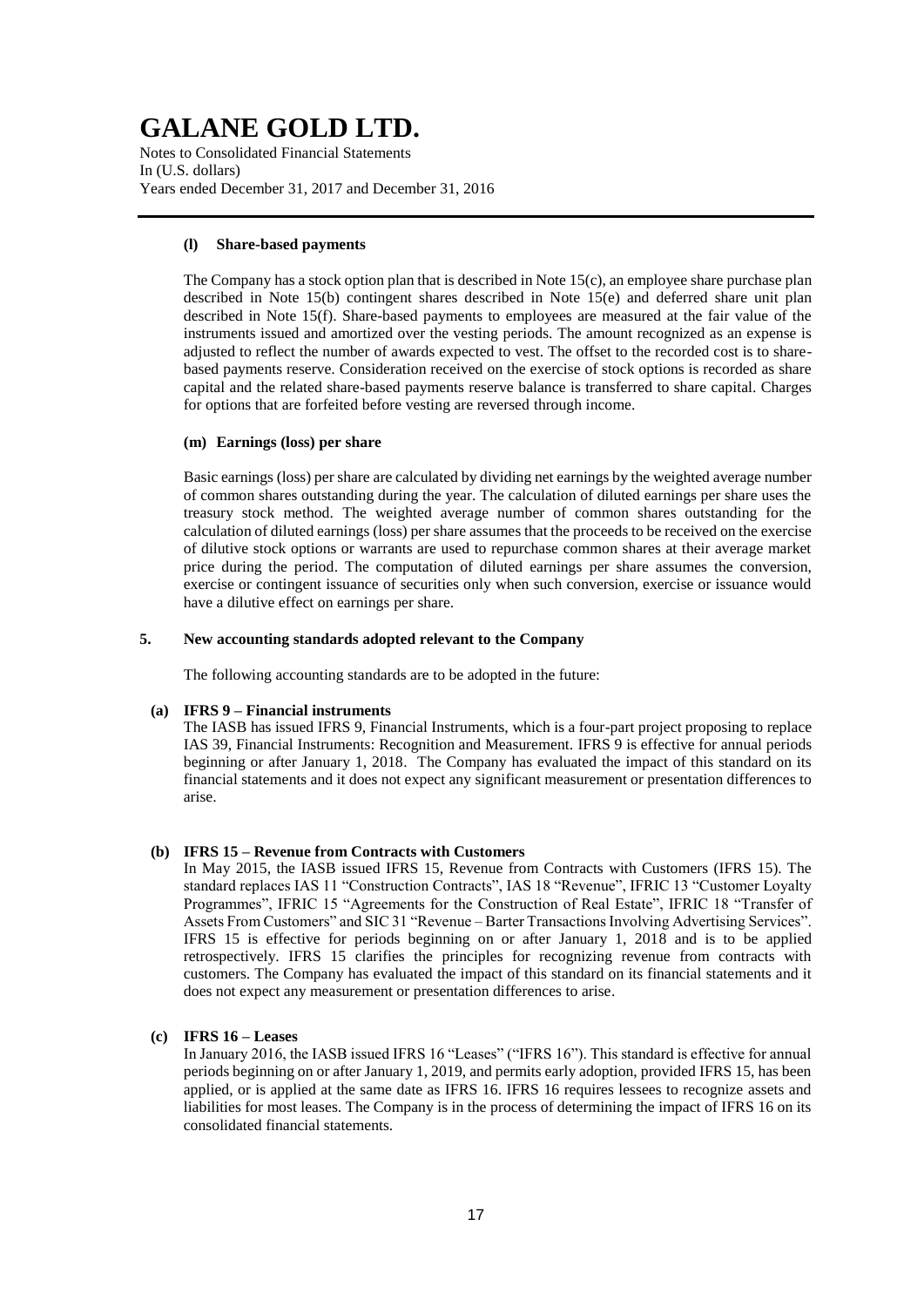#### (l) Share-based payments

The Company has a stock option plan that is described in Note 15(c), an employee share purchase plan described in Note 15(b) contingent shares described in Note 15(e) and deferred share unit plan described in Note 15(f). Share-based payments to employees are measured at the fair value of the instruments issued and amortized over the vesting periods. The amount recognized as an expense is adjusted to reflect the number of awards expected to vest. The offset to the recorded cost is to share-based payments reserve. Consideration received on the exercise of stock options is recorded as share capital and the related share-based payments reserve balance is transferred to share capital. Charges for options that are forfeited before vesting are reversed through income.

#### (m) Earnings (loss) per share

Basic earnings (loss) per share are calculated by dividing net earnings by the weighted average number of common shares outstanding during the year. The calculation of diluted earnings per share uses the treasury stock method. The weighted average number of common shares outstanding for the calculation of diluted earnings (loss) per share assumes that the proceeds to be received on the exercise of dilutive stock options or warrants are used to repurchase common shares at their average market price during the period. The computation of diluted earnings per share assumes the conversion, exercise or contingent issuance of securities only when such conversion, exercise or issuance would have a dilutive effect on earnings per share.

## 5. New accounting standards adopted relevant to the Company

The following accounting standards are to be adopted in the future:

#### (a) IFRS 9 – Financial instruments

The IASB has issued IFRS 9, Financial Instruments, which is a four-part project proposing to replace IAS 39, Financial Instruments: Recognition and Measurement. IFRS 9 is effective for annual periods beginning or after January 1, 2018. The Company has evaluated the impact of this standard on its financial statements and it does not expect any significant measurement or presentation differences to arise.

#### (b) IFRS 15 – Revenue from Contracts with Customers

In May 2015, the IASB issued IFRS 15, Revenue from Contracts with Customers (IFRS 15). The standard replaces IAS 11 "Construction Contracts", IAS 18 "Revenue", IFRIC 13 "Customer Loyalty Programmes", IFRIC 15 "Agreements for the Construction of Real Estate", IFRIC 18 "Transfer of Assets From Customers" and SIC 31 "Revenue – Barter Transactions Involving Advertising Services". IFRS 15 is effective for periods beginning on or after January 1, 2018 and is to be applied retrospectively. IFRS 15 clarifies the principles for recognizing revenue from contracts with customers. The Company has evaluated the impact of this standard on its financial statements and it does not expect any measurement or presentation differences to arise.

#### (c) IFRS 16 – Leases

In January 2016, the IASB issued IFRS 16 "Leases" ("IFRS 16"). This standard is effective for annual periods beginning on or after January 1, 2019, and permits early adoption, provided IFRS 15, has been applied, or is applied at the same date as IFRS 16. IFRS 16 requires lessees to recognize assets and liabilities for most leases. The Company is in the process of determining the impact of IFRS 16 on its consolidated financial statements.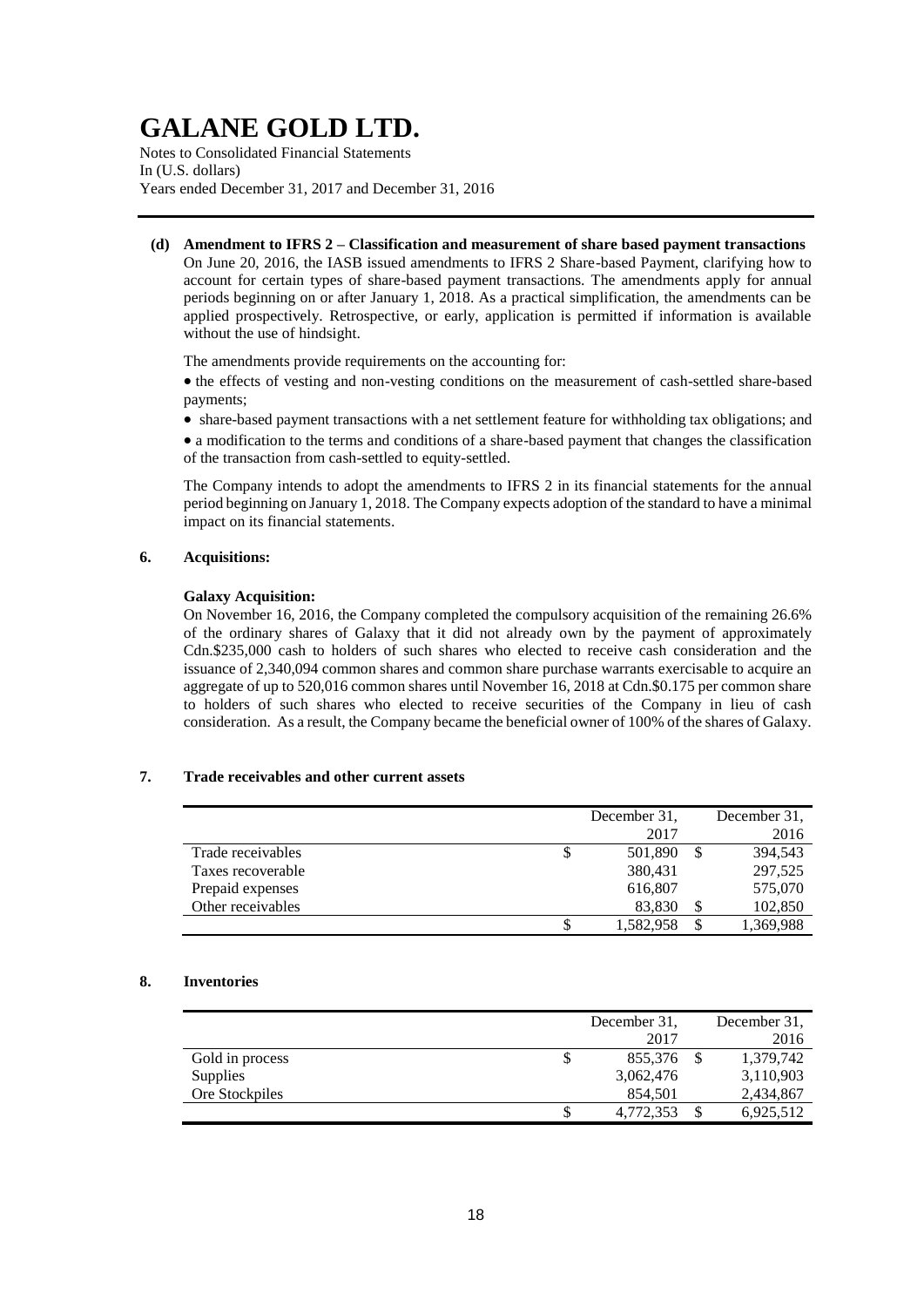**(d) Amendment to IFRS 2 – Classification and measurement of share based payment transactions**

On June 20, 2016, the IASB issued amendments to IFRS 2 Share-based Payment, clarifying how to account for certain types of share-based payment transactions. The amendments apply for annual periods beginning on or after January 1, 2018. As a practical simplification, the amendments can be applied prospectively. Retrospective, or early, application is permitted if information is available without the use of hindsight.

The amendments provide requirements on the accounting for:

- the effects of vesting and non-vesting conditions on the measurement of cash-settled share-based payments;
- share-based payment transactions with a net settlement feature for withholding tax obligations; and
- a modification to the terms and conditions of a share-based payment that changes the classification of the transaction from cash-settled to equity-settled.

The Company intends to adopt the amendments to IFRS 2 in its financial statements for the annual period beginning on January 1, 2018. The Company expects adoption of the standard to have a minimal impact on its financial statements.

## 6. Acquisitions:

**Galaxy Acquisition:**

On November 16, 2016, the Company completed the compulsory acquisition of the remaining 26.6% of the ordinary shares of Galaxy that it did not already own by the payment of approximately Cdn.$235,000 cash to holders of such shares who elected to receive cash consideration and the issuance of 2,340,094 common shares and common share purchase warrants exercisable to acquire an aggregate of up to 520,016 common shares until November 16, 2018 at Cdn.$0.175 per common share to holders of such shares who elected to receive securities of the Company in lieu of cash consideration. As a result, the Company became the beneficial owner of 100% of the shares of Galaxy.

## 7. Trade receivables and other current assets

| | December 31, 2017 | December 31, 2016 |
|---|---|---|
| Trade receivables | $ 501,890 | $ 394,543 |
| Taxes recoverable | 380,431 | 297,525 |
| Prepaid expenses | 616,807 | 575,070 |
| Other receivables | 83,830 | $ 102,850 |
| | $ 1,582,958 | $ 1,369,988 |

## 8. Inventories

| | December 31, 2017 | December 31, 2016 |
|---|---|---|
| Gold in process | $ 855,376 | $ 1,379,742 |
| Supplies | 3,062,476 | 3,110,903 |
| Ore Stockpiles | 854,501 | 2,434,867 |
| | $ 4,772,353 | $ 6,925,512 |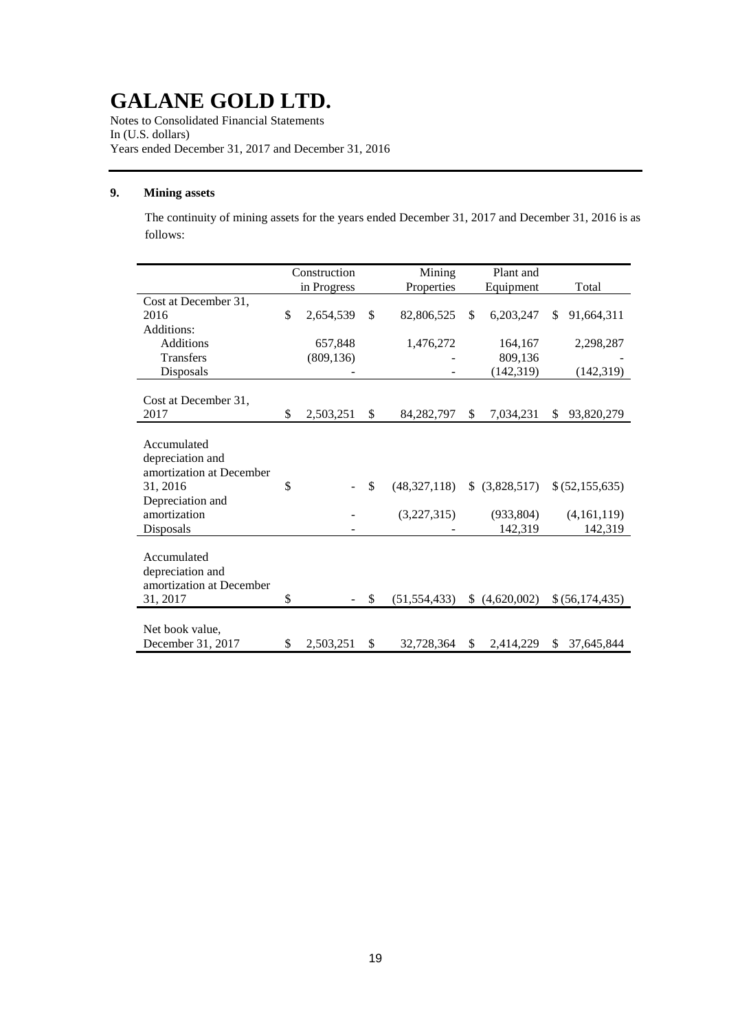# GALANE GOLD LTD.

Notes to Consolidated Financial Statements
In (U.S. dollars)
Years ended December 31, 2017 and December 31, 2016

## 9. Mining assets

The continuity of mining assets for the years ended December 31, 2017 and December 31, 2016 is as follows:

| | Construction in Progress | Mining Properties | Plant and Equipment | Total |
|---|---|---|---|---|
| Cost at December 31, 2016 | $ 2,654,539 | $ 82,806,525 | $ 6,203,247 | $ 91,664,311 |
| Additions: | | | | |
| Additions | 657,848 | 1,476,272 | 164,167 | 2,298,287 |
| Transfers | (809,136) | - | 809,136 | - |
| Disposals | - | - | (142,319) | (142,319) |
| Cost at December 31, 2017 | $ 2,503,251 | $ 84,282,797 | $ 7,034,231 | $ 93,820,279 |
| Accumulated depreciation and amortization at December 31, 2016 | $ - | $ (48,327,118) | $ (3,828,517) | $ (52,155,635) |
| Depreciation and amortization | - | (3,227,315) | (933,804) | (4,161,119) |
| Disposals | - | - | 142,319 | 142,319 |
| Accumulated depreciation and amortization at December 31, 2017 | $ - | $ (51,554,433) | $ (4,620,002) | $ (56,174,435) |
| Net book value, December 31, 2017 | $ 2,503,251 | $ 32,728,364 | $ 2,414,229 | $ 37,645,844 |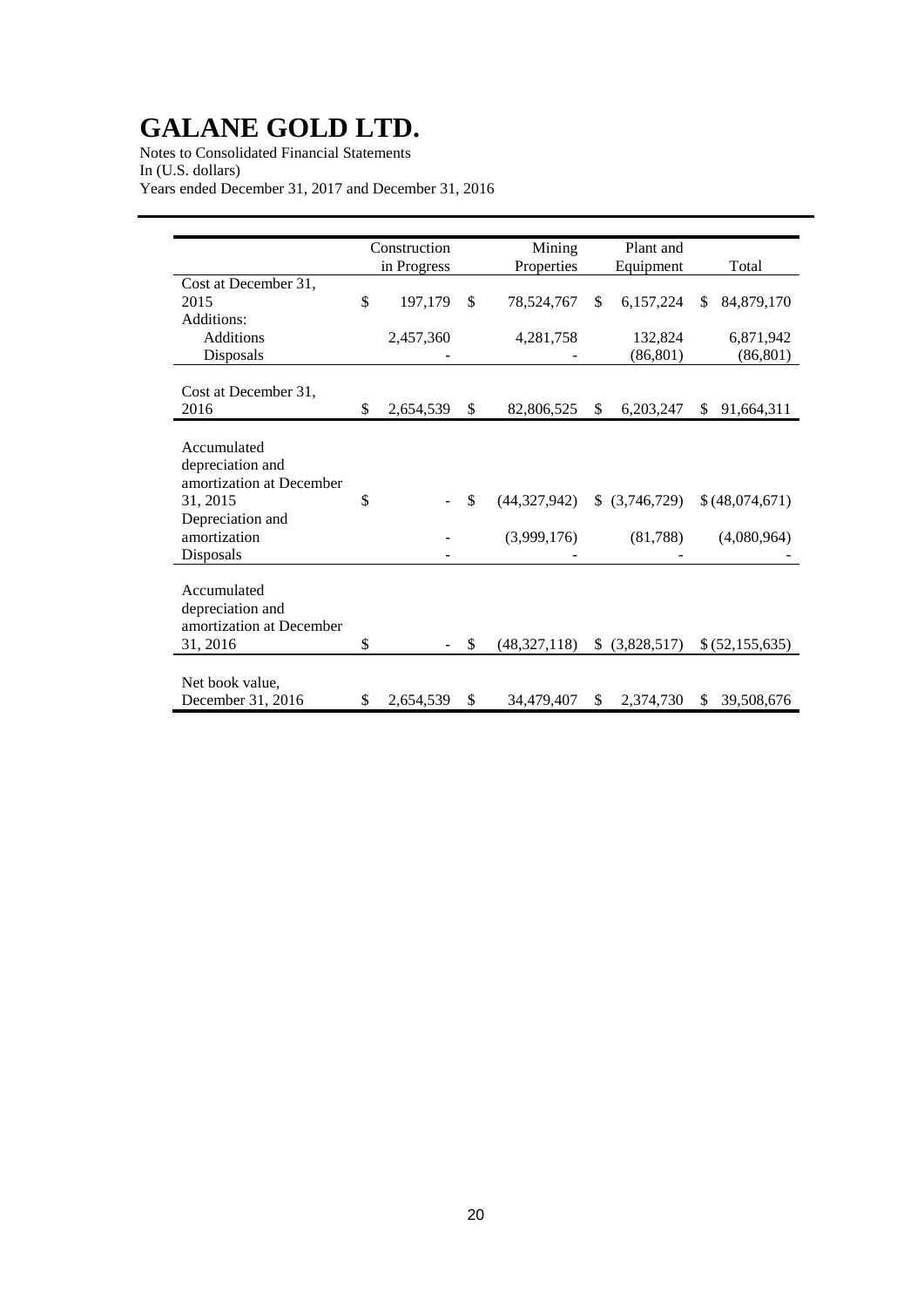# GALANE GOLD LTD.

Notes to Consolidated Financial Statements
In (U.S. dollars)
Years ended December 31, 2017 and December 31, 2016

| | Construction in Progress | Mining Properties | Plant and Equipment | Total |
|---|---|---|---|---|
| Cost at December 31, 2015 | $ 197,179 | $ 78,524,767 | $ 6,157,224 | $ 84,879,170 |
| Additions: | | | | |
| Additions | 2,457,360 | 4,281,758 | 132,824 | 6,871,942 |
| Disposals | - | - | (86,801) | (86,801) |
| Cost at December 31, 2016 | $ 2,654,539 | $ 82,806,525 | $ 6,203,247 | $ 91,664,311 |
| Accumulated depreciation and amortization at December 31, 2015 | $ - | $ (44,327,942) | $ (3,746,729) | $ (48,074,671) |
| Depreciation and amortization | - | (3,999,176) | (81,788) | (4,080,964) |
| Disposals | - | - | - | - |
| Accumulated depreciation and amortization at December 31, 2016 | $ - | $ (48,327,118) | $ (3,828,517) | $ (52,155,635) |
| Net book value, December 31, 2016 | $ 2,654,539 | $ 34,479,407 | $ 2,374,730 | $ 39,508,676 |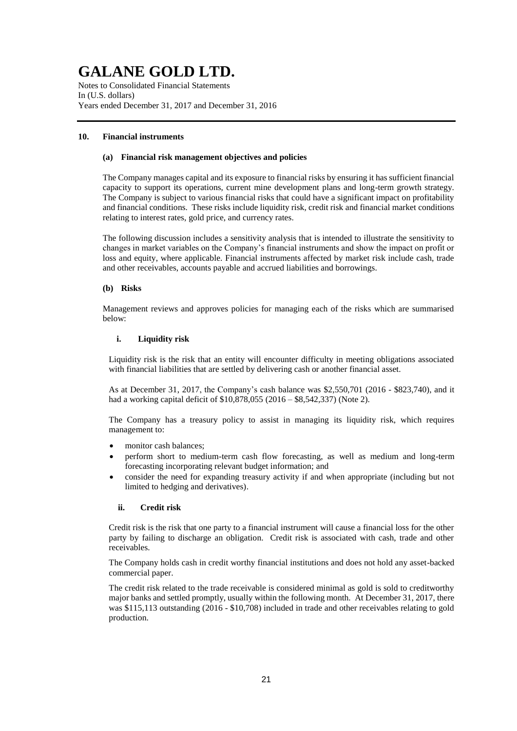## 10. Financial instruments

### (a) Financial risk management objectives and policies

The Company manages capital and its exposure to financial risks by ensuring it has sufficient financial capacity to support its operations, current mine development plans and long-term growth strategy. The Company is subject to various financial risks that could have a significant impact on profitability and financial conditions. These risks include liquidity risk, credit risk and financial market conditions relating to interest rates, gold price, and currency rates.

The following discussion includes a sensitivity analysis that is intended to illustrate the sensitivity to changes in market variables on the Company's financial instruments and show the impact on profit or loss and equity, where applicable. Financial instruments affected by market risk include cash, trade and other receivables, accounts payable and accrued liabilities and borrowings.

### (b) Risks

Management reviews and approves policies for managing each of the risks which are summarised below:

#### i. Liquidity risk

Liquidity risk is the risk that an entity will encounter difficulty in meeting obligations associated with financial liabilities that are settled by delivering cash or another financial asset.

As at December 31, 2017, the Company's cash balance was $2,550,701 (2016 - $823,740), and it had a working capital deficit of $10,878,055 (2016 – $8,542,337) (Note 2).

The Company has a treasury policy to assist in managing its liquidity risk, which requires management to:

- monitor cash balances;
- perform short to medium-term cash flow forecasting, as well as medium and long-term forecasting incorporating relevant budget information; and
- consider the need for expanding treasury activity if and when appropriate (including but not limited to hedging and derivatives).

#### ii. Credit risk

Credit risk is the risk that one party to a financial instrument will cause a financial loss for the other party by failing to discharge an obligation. Credit risk is associated with cash, trade and other receivables.

The Company holds cash in credit worthy financial institutions and does not hold any asset-backed commercial paper.

The credit risk related to the trade receivable is considered minimal as gold is sold to creditworthy major banks and settled promptly, usually within the following month. At December 31, 2017, there was $115,113 outstanding (2016 - $10,708) included in trade and other receivables relating to gold production.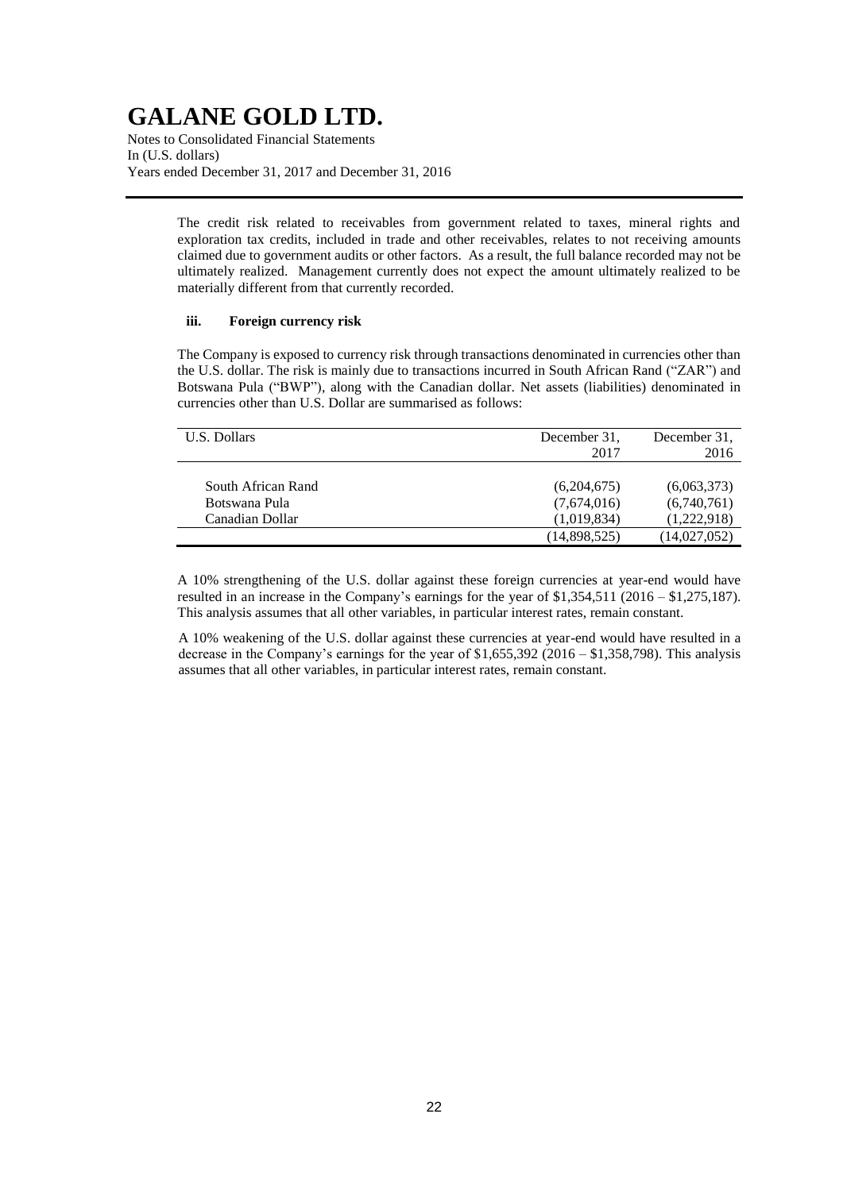The credit risk related to receivables from government related to taxes, mineral rights and exploration tax credits, included in trade and other receivables, relates to not receiving amounts claimed due to government audits or other factors. As a result, the full balance recorded may not be ultimately realized. Management currently does not expect the amount ultimately realized to be materially different from that currently recorded.

#### iii. Foreign currency risk

The Company is exposed to currency risk through transactions denominated in currencies other than the U.S. dollar. The risk is mainly due to transactions incurred in South African Rand ("ZAR") and Botswana Pula ("BWP"), along with the Canadian dollar. Net assets (liabilities) denominated in currencies other than U.S. Dollar are summarised as follows:

| U.S. Dollars | December 31, 2017 | December 31, 2016 |
|---|---|---|
| South African Rand | (6,204,675) | (6,063,373) |
| Botswana Pula | (7,674,016) | (6,740,761) |
| Canadian Dollar | (1,019,834) | (1,222,918) |
| | (14,898,525) | (14,027,052) |

A 10% strengthening of the U.S. dollar against these foreign currencies at year-end would have resulted in an increase in the Company's earnings for the year of $1,354,511 (2016 – $1,275,187). This analysis assumes that all other variables, in particular interest rates, remain constant.

A 10% weakening of the U.S. dollar against these currencies at year-end would have resulted in a decrease in the Company's earnings for the year of $1,655,392 (2016 – $1,358,798). This analysis assumes that all other variables, in particular interest rates, remain constant.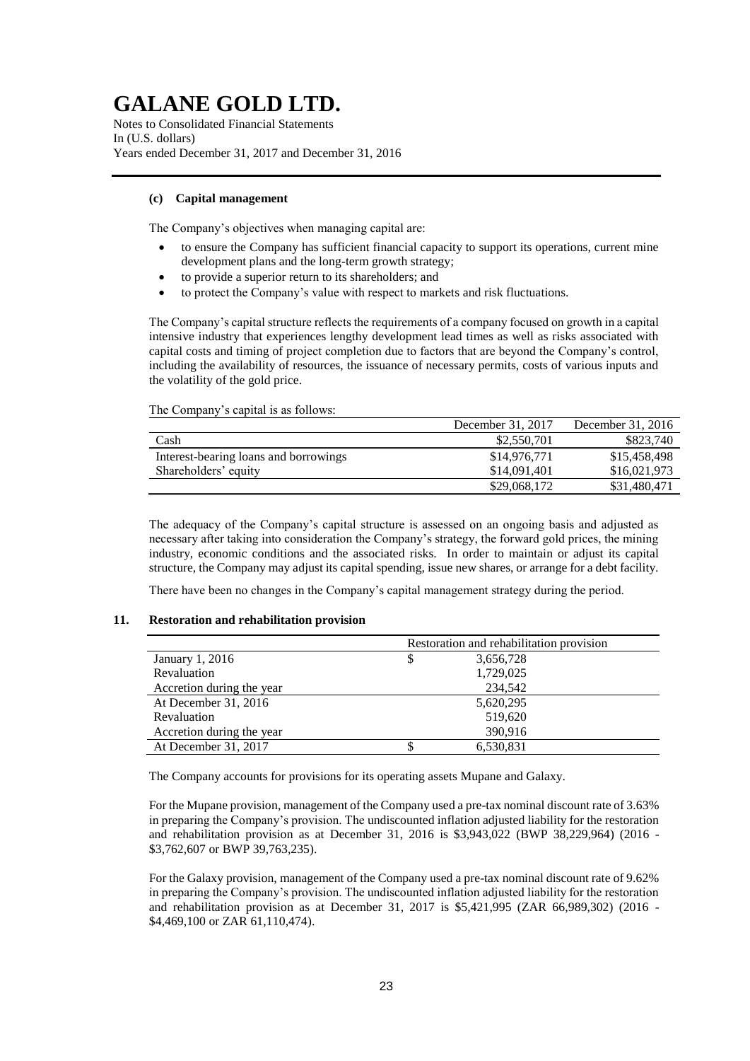### (c) Capital management

The Company's objectives when managing capital are:

- to ensure the Company has sufficient financial capacity to support its operations, current mine development plans and the long-term growth strategy;
- to provide a superior return to its shareholders; and
- to protect the Company's value with respect to markets and risk fluctuations.

The Company's capital structure reflects the requirements of a company focused on growth in a capital intensive industry that experiences lengthy development lead times as well as risks associated with capital costs and timing of project completion due to factors that are beyond the Company's control, including the availability of resources, the issuance of necessary permits, costs of various inputs and the volatility of the gold price.

The Company's capital is as follows:

| | December 31, 2017 | December 31, 2016 |
|---|---|---|
| Cash | \$2,550,701 | \$823,740 |
| Interest-bearing loans and borrowings | \$14,976,771 | \$15,458,498 |
| Shareholders' equity | \$14,091,401 | \$16,021,973 |
| | \$29,068,172 | \$31,480,471 |

The adequacy of the Company's capital structure is assessed on an ongoing basis and adjusted as necessary after taking into consideration the Company's strategy, the forward gold prices, the mining industry, economic conditions and the associated risks. In order to maintain or adjust its capital structure, the Company may adjust its capital spending, issue new shares, or arrange for a debt facility.

There have been no changes in the Company's capital management strategy during the period.

## 11. Restoration and rehabilitation provision

| | Restoration and rehabilitation provision |
|---|---|
| January 1, 2016 | \$ 3,656,728 |
| Revaluation | 1,729,025 |
| Accretion during the year | 234,542 |
| At December 31, 2016 | 5,620,295 |
| Revaluation | 519,620 |
| Accretion during the year | 390,916 |
| At December 31, 2017 | \$ 6,530,831 |

The Company accounts for provisions for its operating assets Mupane and Galaxy.

For the Mupane provision, management of the Company used a pre-tax nominal discount rate of 3.63% in preparing the Company's provision. The undiscounted inflation adjusted liability for the restoration and rehabilitation provision as at December 31, 2016 is \$3,943,022 (BWP 38,229,964) (2016 - \$3,762,607 or BWP 39,763,235).

For the Galaxy provision, management of the Company used a pre-tax nominal discount rate of 9.62% in preparing the Company's provision. The undiscounted inflation adjusted liability for the restoration and rehabilitation provision as at December 31, 2017 is \$5,421,995 (ZAR 66,989,302) (2016 - \$4,469,100 or ZAR 61,110,474).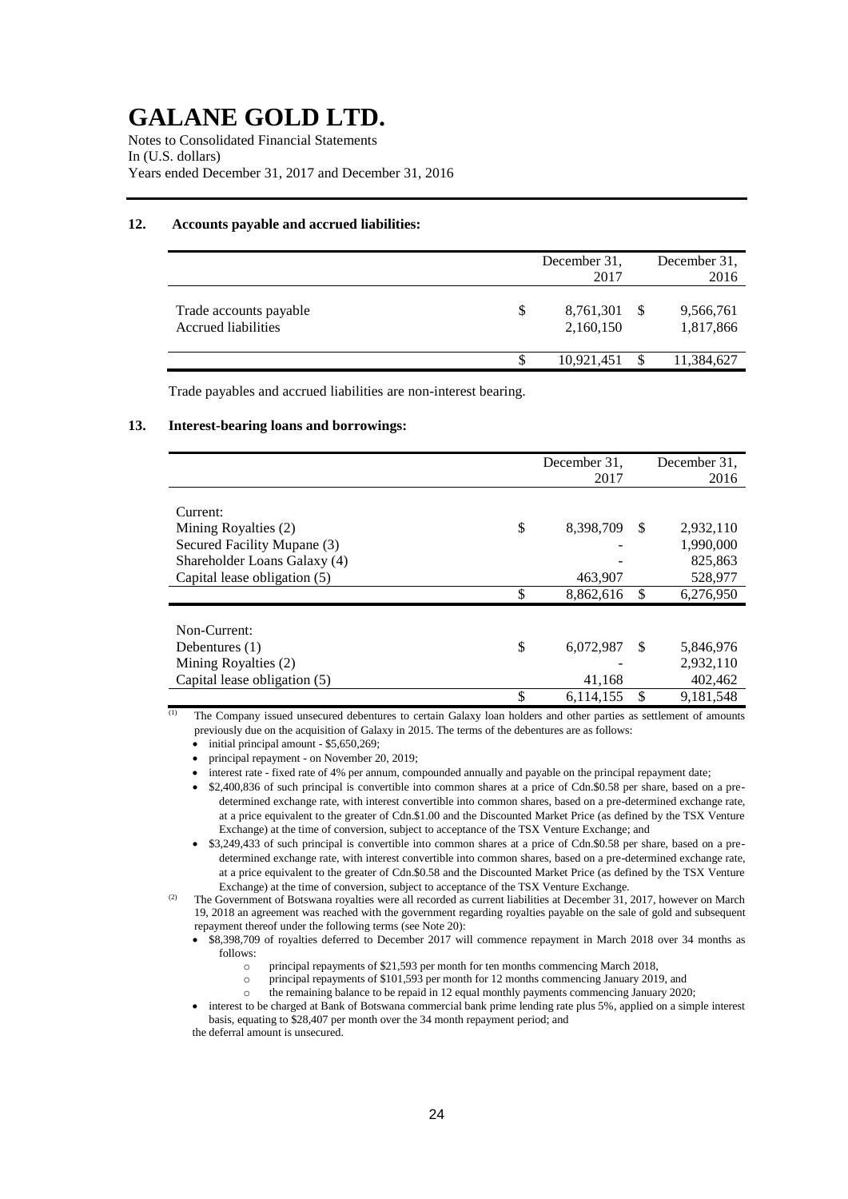# GALANE GOLD LTD.

Notes to Consolidated Financial Statements
In (U.S. dollars)
Years ended December 31, 2017 and December 31, 2016

## 12. Accounts payable and accrued liabilities:

| | December 31, 2017 | December 31, 2016 |
|---|---|---|
| Trade accounts payable | $ 8,761,301 | $ 9,566,761 |
| Accrued liabilities | 2,160,150 | 1,817,866 |
| | $ 10,921,451 | $ 11,384,627 |

Trade payables and accrued liabilities are non-interest bearing.

## 13. Interest-bearing loans and borrowings:

| | December 31, 2017 | December 31, 2016 |
|---|---|---|
| Current: | | |
| Mining Royalties (2) | $ 8,398,709 | $ 2,932,110 |
| Secured Facility Mupane (3) | - | 1,990,000 |
| Shareholder Loans Galaxy (4) | - | 825,863 |
| Capital lease obligation (5) | 463,907 | 528,977 |
| | $ 8,862,616 | $ 6,276,950 |
| Non-Current: | | |
| Debentures (1) | $ 6,072,987 | $ 5,846,976 |
| Mining Royalties (2) | - | 2,932,110 |
| Capital lease obligation (5) | 41,168 | 402,462 |
| | $ 6,114,155 | $ 9,181,548 |

(1) The Company issued unsecured debentures to certain Galaxy loan holders and other parties as settlement of amounts previously due on the acquisition of Galaxy in 2015. The terms of the debentures are as follows:

- initial principal amount - $5,650,269;
- principal repayment - on November 20, 2019;
- interest rate - fixed rate of 4% per annum, compounded annually and payable on the principal repayment date;
- $2,400,836 of such principal is convertible into common shares at a price of Cdn.$0.58 per share, based on a pre-determined exchange rate, with interest convertible into common shares, based on a pre-determined exchange rate, at a price equivalent to the greater of Cdn.$1.00 and the Discounted Market Price (as defined by the TSX Venture Exchange) at the time of conversion, subject to acceptance of the TSX Venture Exchange; and
- $3,249,433 of such principal is convertible into common shares at a price of Cdn.$0.58 per share, based on a pre-determined exchange rate, with interest convertible into common shares, based on a pre-determined exchange rate, at a price equivalent to the greater of Cdn.$0.58 and the Discounted Market Price (as defined by the TSX Venture Exchange) at the time of conversion, subject to acceptance of the TSX Venture Exchange.

(2) The Government of Botswana royalties were all recorded as current liabilities at December 31, 2017, however on March 19, 2018 an agreement was reached with the government regarding royalties payable on the sale of gold and subsequent repayment thereof under the following terms (see Note 20):

- $8,398,709 of royalties deferred to December 2017 will commence repayment in March 2018 over 34 months as follows:
  - principal repayments of $21,593 per month for ten months commencing March 2018,
  - principal repayments of $101,593 per month for 12 months commencing January 2019, and
  - the remaining balance to be repaid in 12 equal monthly payments commencing January 2020;
- interest to be charged at Bank of Botswana commercial bank prime lending rate plus 5%, applied on a simple interest basis, equating to $28,407 per month over the 34 month repayment period; and

the deferral amount is unsecured.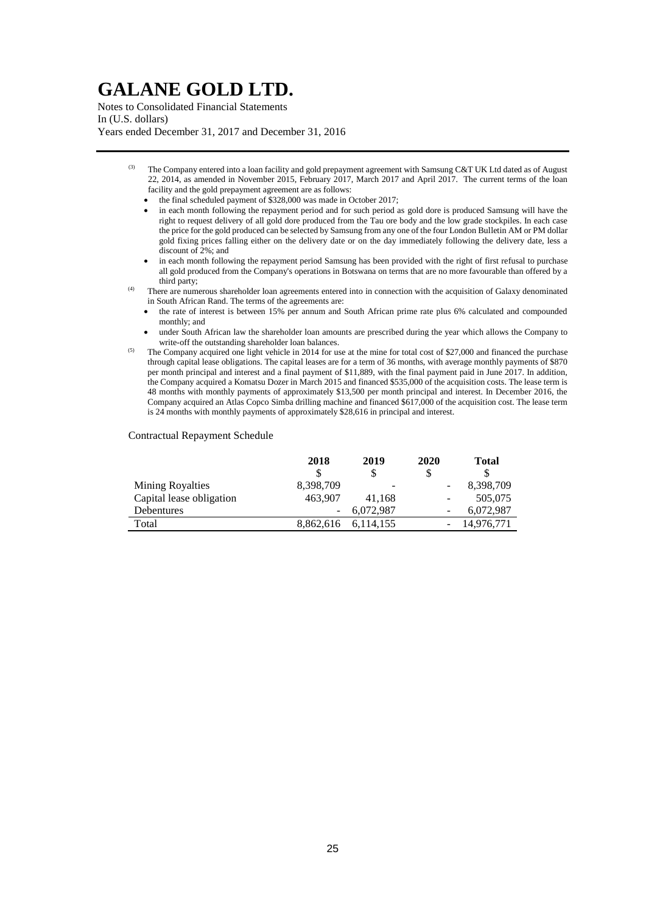# GALANE GOLD LTD.

Notes to Consolidated Financial Statements
In (U.S. dollars)
Years ended December 31, 2017 and December 31, 2016

(3) The Company entered into a loan facility and gold prepayment agreement with Samsung C&T UK Ltd dated as of August 22, 2014, as amended in November 2015, February 2017, March 2017 and April 2017. The current terms of the loan facility and the gold prepayment agreement are as follows:

- the final scheduled payment of $328,000 was made in October 2017;
- in each month following the repayment period and for such period as gold dore is produced Samsung will have the right to request delivery of all gold dore produced from the Tau ore body and the low grade stockpiles. In each case the price for the gold produced can be selected by Samsung from any one of the four London Bulletin AM or PM dollar gold fixing prices falling either on the delivery date or on the day immediately following the delivery date, less a discount of 2%; and
- in each month following the repayment period Samsung has been provided with the right of first refusal to purchase all gold produced from the Company's operations in Botswana on terms that are no more favourable than offered by a third party;

(4) There are numerous shareholder loan agreements entered into in connection with the acquisition of Galaxy denominated in South African Rand. The terms of the agreements are:

- the rate of interest is between 15% per annum and South African prime rate plus 6% calculated and compounded monthly; and
- under South African law the shareholder loan amounts are prescribed during the year which allows the Company to write-off the outstanding shareholder loan balances.

(5) The Company acquired one light vehicle in 2014 for use at the mine for total cost of $27,000 and financed the purchase through capital lease obligations. The capital leases are for a term of 36 months, with average monthly payments of $870 per month principal and interest and a final payment of $11,889, with the final payment paid in June 2017. In addition, the Company acquired a Komatsu Dozer in March 2015 and financed $535,000 of the acquisition costs. The lease term is 48 months with monthly payments of approximately $13,500 per month principal and interest. In December 2016, the Company acquired an Atlas Copco Simba drilling machine and financed $617,000 of the acquisition cost. The lease term is 24 months with monthly payments of approximately $28,616 in principal and interest.

Contractual Repayment Schedule

| | 2018 | 2019 | 2020 | Total |
|---|---|---|---|---|
| | $ | $ | $ | $ |
| Mining Royalties | 8,398,709 | - | - | 8,398,709 |
| Capital lease obligation | 463,907 | 41,168 | - | 505,075 |
| Debentures | - | 6,072,987 | - | 6,072,987 |
| Total | 8,862,616 | 6,114,155 | - | 14,976,771 |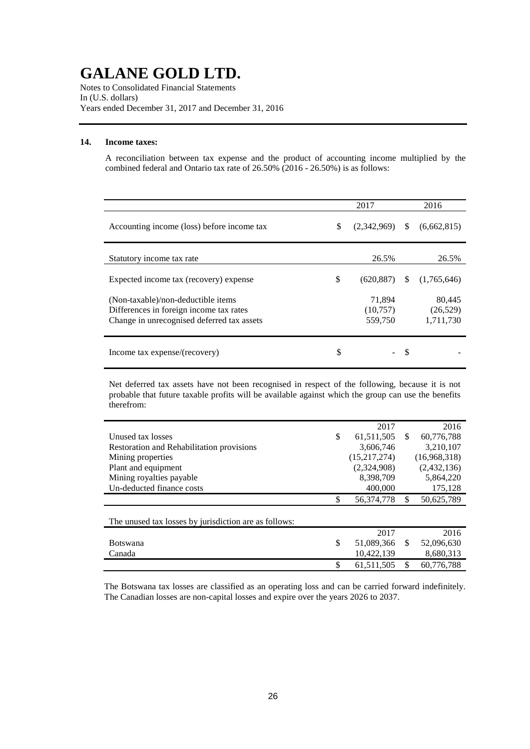# GALANE GOLD LTD.

Notes to Consolidated Financial Statements
In (U.S. dollars)
Years ended December 31, 2017 and December 31, 2016

## 14. Income taxes:

A reconciliation between tax expense and the product of accounting income multiplied by the combined federal and Ontario tax rate of 26.50% (2016 - 26.50%) is as follows:

| | 2017 | 2016 |
|---|---|---|
| Accounting income (loss) before income tax | $ (2,342,969) | $ (6,662,815) |
| Statutory income tax rate | 26.5% | 26.5% |
| Expected income tax (recovery) expense | $ (620,887) | $ (1,765,646) |
| (Non-taxable)/non-deductible items | 71,894 | 80,445 |
| Differences in foreign income tax rates | (10,757) | (26,529) |
| Change in unrecognised deferred tax assets | 559,750 | 1,711,730 |
| Income tax expense/(recovery) | $ - | $ - |

Net deferred tax assets have not been recognised in respect of the following, because it is not probable that future taxable profits will be available against which the group can use the benefits therefrom:

| | 2017 | 2016 |
|---|---|---|
| Unused tax losses | $ 61,511,505 | $ 60,776,788 |
| Restoration and Rehabilitation provisions | 3,606,746 | 3,210,107 |
| Mining properties | (15,217,274) | (16,968,318) |
| Plant and equipment | (2,324,908) | (2,432,136) |
| Mining royalties payable | 8,398,709 | 5,864,220 |
| Un-deducted finance costs | 400,000 | 175,128 |
| | $ 56,374,778 | $ 50,625,789 |

The unused tax losses by jurisdiction are as follows:

| | 2017 | 2016 |
|---|---|---|
| Botswana | $ 51,089,366 | $ 52,096,630 |
| Canada | 10,422,139 | 8,680,313 |
| | $ 61,511,505 | $ 60,776,788 |

The Botswana tax losses are classified as an operating loss and can be carried forward indefinitely. The Canadian losses are non-capital losses and expire over the years 2026 to 2037.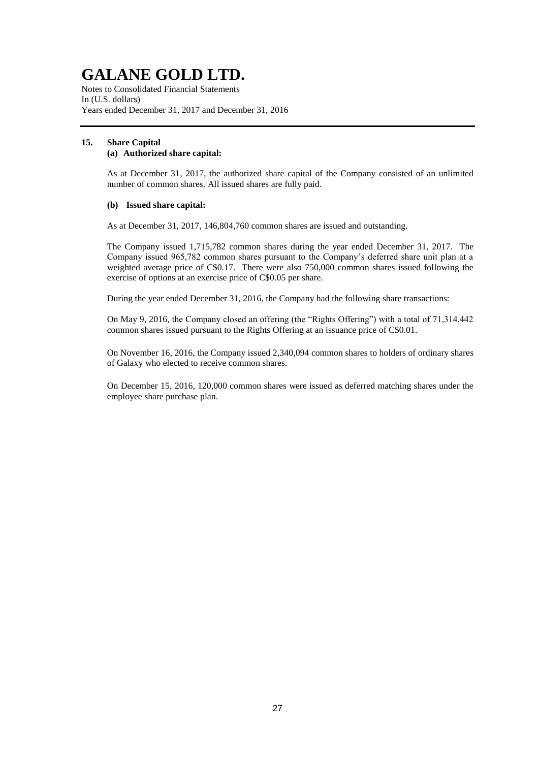## 15. Share Capital

### (a) Authorized share capital:

As at December 31, 2017, the authorized share capital of the Company consisted of an unlimited number of common shares. All issued shares are fully paid.

### (b) Issued share capital:

As at December 31, 2017, 146,804,760 common shares are issued and outstanding.

The Company issued 1,715,782 common shares during the year ended December 31, 2017. The Company issued 965,782 common shares pursuant to the Company's deferred share unit plan at a weighted average price of C$0.17. There were also 750,000 common shares issued following the exercise of options at an exercise price of C$0.05 per share.

During the year ended December 31, 2016, the Company had the following share transactions:

On May 9, 2016, the Company closed an offering (the "Rights Offering") with a total of 71,314,442 common shares issued pursuant to the Rights Offering at an issuance price of C$0.01.

On November 16, 2016, the Company issued 2,340,094 common shares to holders of ordinary shares of Galaxy who elected to receive common shares.

On December 15, 2016, 120,000 common shares were issued as deferred matching shares under the employee share purchase plan.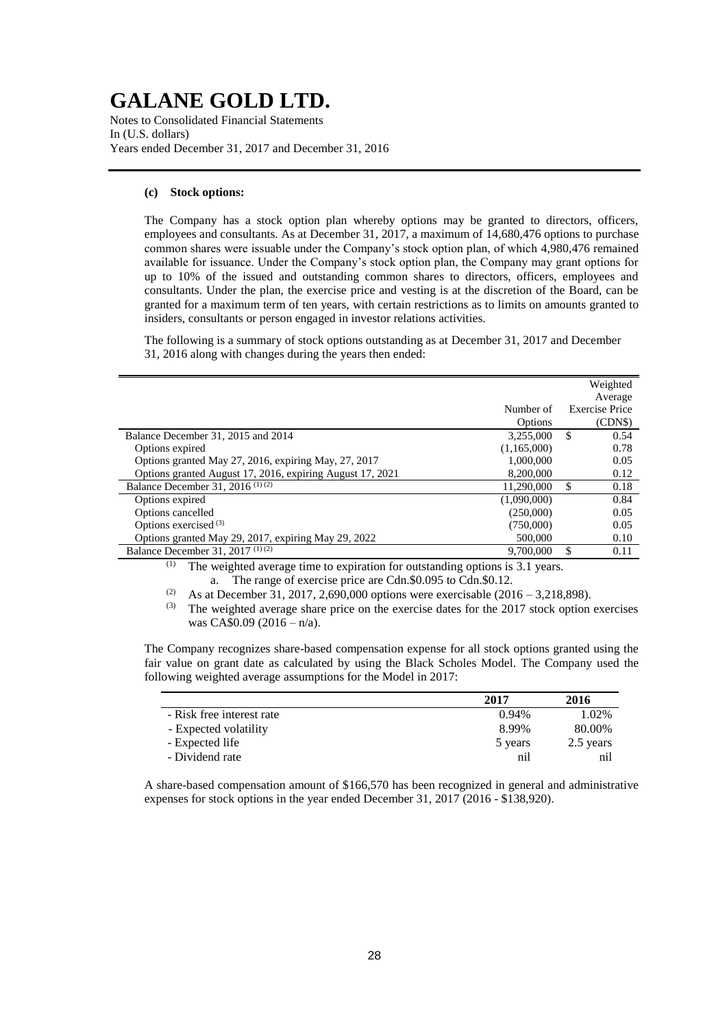#### (c) Stock options:

The Company has a stock option plan whereby options may be granted to directors, officers, employees and consultants. As at December 31, 2017, a maximum of 14,680,476 options to purchase common shares were issuable under the Company's stock option plan, of which 4,980,476 remained available for issuance. Under the Company's stock option plan, the Company may grant options for up to 10% of the issued and outstanding common shares to directors, officers, employees and consultants. Under the plan, the exercise price and vesting is at the discretion of the Board, can be granted for a maximum term of ten years, with certain restrictions as to limits on amounts granted to insiders, consultants or person engaged in investor relations activities.

The following is a summary of stock options outstanding as at December 31, 2017 and December 31, 2016 along with changes during the years then ended:

| | Number of Options | Weighted Average Exercise Price (CDN$) |
|---|---|---|
| Balance December 31, 2015 and 2014 | 3,255,000 | $ 0.54 |
| Options expired | (1,165,000) | 0.78 |
| Options granted May 27, 2016, expiring May, 27, 2017 | 1,000,000 | 0.05 |
| Options granted August 17, 2016, expiring August 17, 2021 | 8,200,000 | 0.12 |
| Balance December 31, 2016 (1) (2) | 11,290,000 | $ 0.18 |
| Options expired | (1,090,000) | 0.84 |
| Options cancelled | (250,000) | 0.05 |
| Options exercised (3) | (750,000) | 0.05 |
| Options granted May 29, 2017, expiring May 29, 2022 | 500,000 | 0.10 |
| Balance December 31, 2017 (1) (2) | 9,700,000 | $ 0.11 |

(1) The weighted average time to expiration for outstanding options is 3.1 years.
   a. The range of exercise price are Cdn.$0.095 to Cdn.$0.12.

(2) As at December 31, 2017, 2,690,000 options were exercisable (2016 – 3,218,898).

(3) The weighted average share price on the exercise dates for the 2017 stock option exercises was CA$0.09 (2016 – n/a).

The Company recognizes share-based compensation expense for all stock options granted using the fair value on grant date as calculated by using the Black Scholes Model. The Company used the following weighted average assumptions for the Model in 2017:

| | 2017 | 2016 |
|---|---|---|
| - Risk free interest rate | 0.94% | 1.02% |
| - Expected volatility | 8.99% | 80.00% |
| - Expected life | 5 years | 2.5 years |
| - Dividend rate | nil | nil |

A share-based compensation amount of $166,570 has been recognized in general and administrative expenses for stock options in the year ended December 31, 2017 (2016 - $138,920).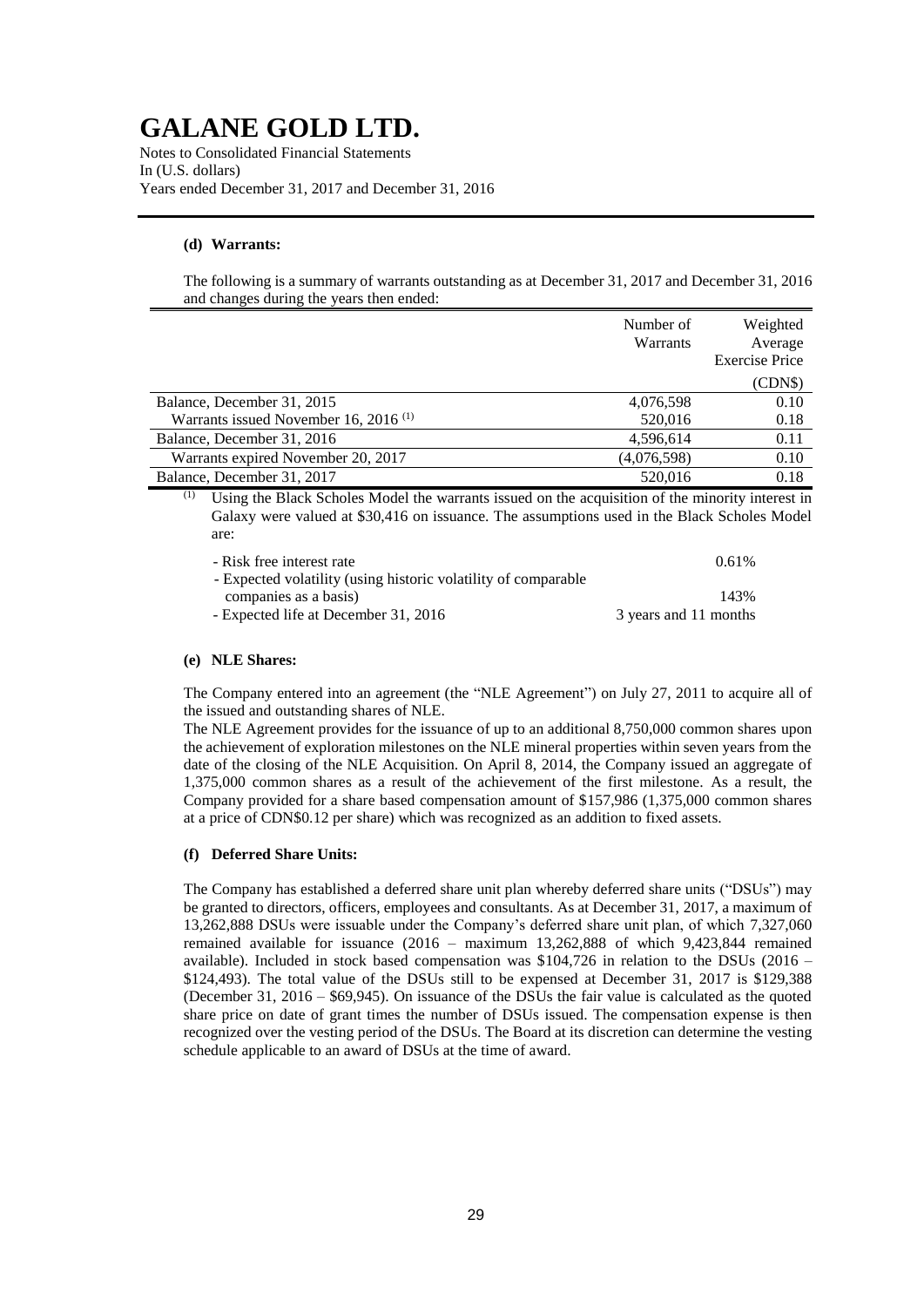**(d) Warrants:**

The following is a summary of warrants outstanding as at December 31, 2017 and December 31, 2016 and changes during the years then ended:

| | Number of Warrants | Weighted Average Exercise Price |
|---|---|---|
| | | (CDN$) |
| Balance, December 31, 2015 | 4,076,598 | 0.10 |
| Warrants issued November 16, 2016 [(1)] | 520,016 | 0.18 |
| Balance, December 31, 2016 | 4,596,614 | 0.11 |
| Warrants expired November 20, 2017 | (4,076,598) | 0.10 |
| Balance, December 31, 2017 | 520,016 | 0.18 |

[(1)] Using the Black Scholes Model the warrants issued on the acquisition of the minority interest in Galaxy were valued at $30,416 on issuance. The assumptions used in the Black Scholes Model are:

| | |
|---|---|
| - Risk free interest rate | 0.61% |
| - Expected volatility (using historic volatility of comparable companies as a basis) | 143% |
| - Expected life at December 31, 2016 | 3 years and 11 months |

**(e) NLE Shares:**

The Company entered into an agreement (the "NLE Agreement") on July 27, 2011 to acquire all of the issued and outstanding shares of NLE.

The NLE Agreement provides for the issuance of up to an additional 8,750,000 common shares upon the achievement of exploration milestones on the NLE mineral properties within seven years from the date of the closing of the NLE Acquisition. On April 8, 2014, the Company issued an aggregate of 1,375,000 common shares as a result of the achievement of the first milestone. As a result, the Company provided for a share based compensation amount of $157,986 (1,375,000 common shares at a price of CDN$0.12 per share) which was recognized as an addition to fixed assets.

**(f) Deferred Share Units:**

The Company has established a deferred share unit plan whereby deferred share units ("DSUs") may be granted to directors, officers, employees and consultants. As at December 31, 2017, a maximum of 13,262,888 DSUs were issuable under the Company's deferred share unit plan, of which 7,327,060 remained available for issuance (2016 – maximum 13,262,888 of which 9,423,844 remained available). Included in stock based compensation was $104,726 in relation to the DSUs (2016 – $124,493). The total value of the DSUs still to be expensed at December 31, 2017 is $129,388 (December 31, 2016 – $69,945). On issuance of the DSUs the fair value is calculated as the quoted share price on date of grant times the number of DSUs issued. The compensation expense is then recognized over the vesting period of the DSUs. The Board at its discretion can determine the vesting schedule applicable to an award of DSUs at the time of award.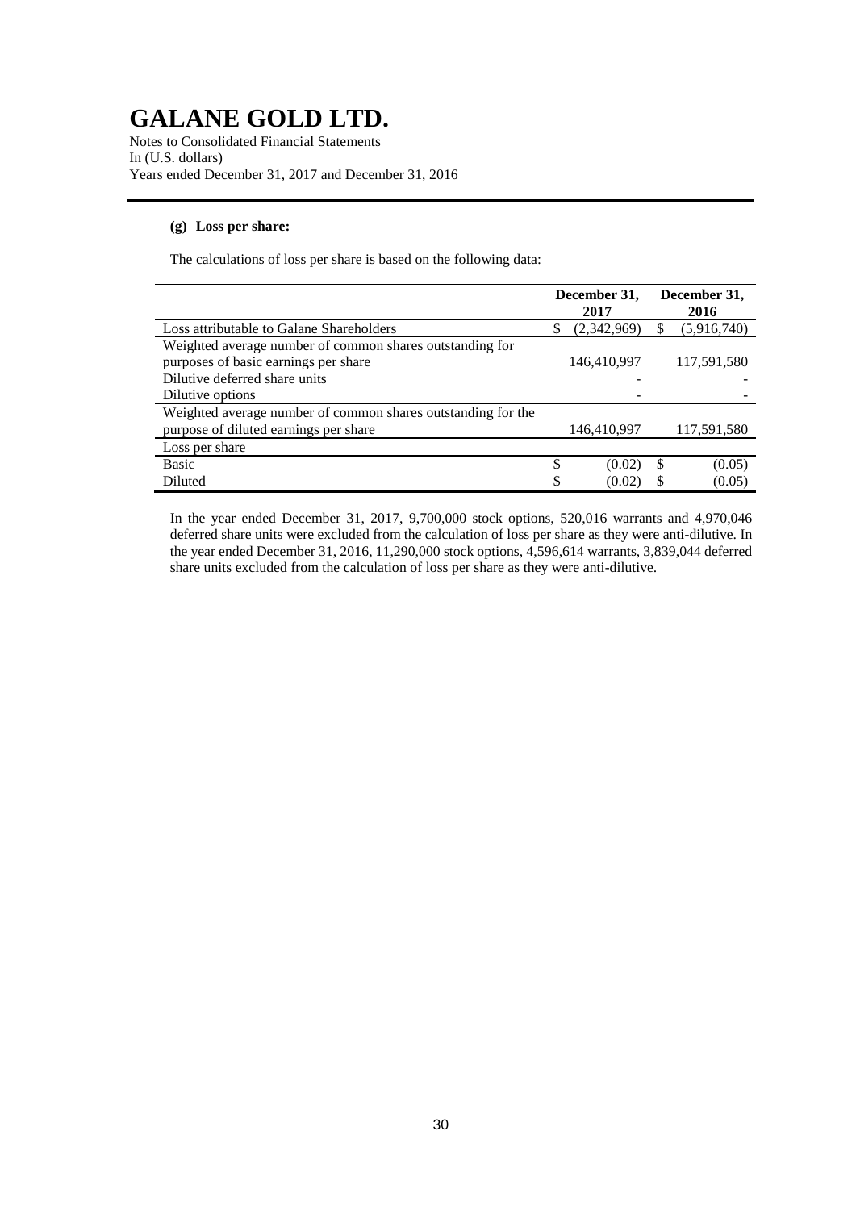# GALANE GOLD LTD.

Notes to Consolidated Financial Statements
In (U.S. dollars)
Years ended December 31, 2017 and December 31, 2016

**(g) Loss per share:**

The calculations of loss per share is based on the following data:

| | December 31, 2017 | December 31, 2016 |
|---|---|---|
| Loss attributable to Galane Shareholders | $ (2,342,969) | $ (5,916,740) |
| Weighted average number of common shares outstanding for purposes of basic earnings per share | 146,410,997 | 117,591,580 |
| Dilutive deferred share units | - | - |
| Dilutive options | - | - |
| Weighted average number of common shares outstanding for the purpose of diluted earnings per share | 146,410,997 | 117,591,580 |
| Loss per share | | |
| Basic | $ (0.02) | $ (0.05) |
| Diluted | $ (0.02) | $ (0.05) |

In the year ended December 31, 2017, 9,700,000 stock options, 520,016 warrants and 4,970,046 deferred share units were excluded from the calculation of loss per share as they were anti-dilutive. In the year ended December 31, 2016, 11,290,000 stock options, 4,596,614 warrants, 3,839,044 deferred share units excluded from the calculation of loss per share as they were anti-dilutive.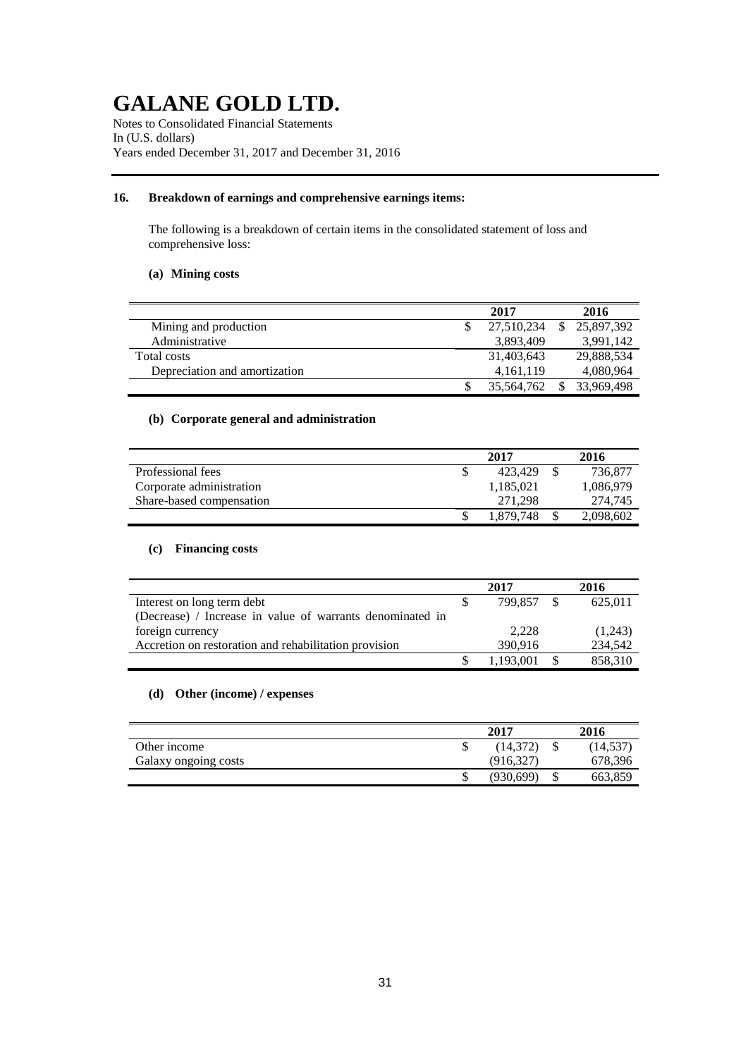# GALANE GOLD LTD.

Notes to Consolidated Financial Statements
In (U.S. dollars)
Years ended December 31, 2017 and December 31, 2016

## 16. Breakdown of earnings and comprehensive earnings items:

The following is a breakdown of certain items in the consolidated statement of loss and comprehensive loss:

### (a) Mining costs

| | 2017 | 2016 |
|---|---|---|
| Mining and production | $ 27,510,234 | $ 25,897,392 |
| Administrative | 3,893,409 | 3,991,142 |
| Total costs | 31,403,643 | 29,888,534 |
| Depreciation and amortization | 4,161,119 | 4,080,964 |
| | $ 35,564,762 | $ 33,969,498 |

### (b) Corporate general and administration

| | 2017 | 2016 |
|---|---|---|
| Professional fees | $ 423,429 | $ 736,877 |
| Corporate administration | 1,185,021 | 1,086,979 |
| Share-based compensation | 271,298 | 274,745 |
| | $ 1,879,748 | $ 2,098,602 |

### (c) Financing costs

| | 2017 | 2016 |
|---|---|---|
| Interest on long term debt | $ 799,857 | $ 625,011 |
| (Decrease) / Increase in value of warrants denominated in foreign currency | 2,228 | (1,243) |
| Accretion on restoration and rehabilitation provision | 390,916 | 234,542 |
| | $ 1,193,001 | $ 858,310 |

### (d) Other (income) / expenses

| | 2017 | 2016 |
|---|---|---|
| Other income | $ (14,372) | $ (14,537) |
| Galaxy ongoing costs | (916,327) | 678,396 |
| | $ (930,699) | $ 663,859 |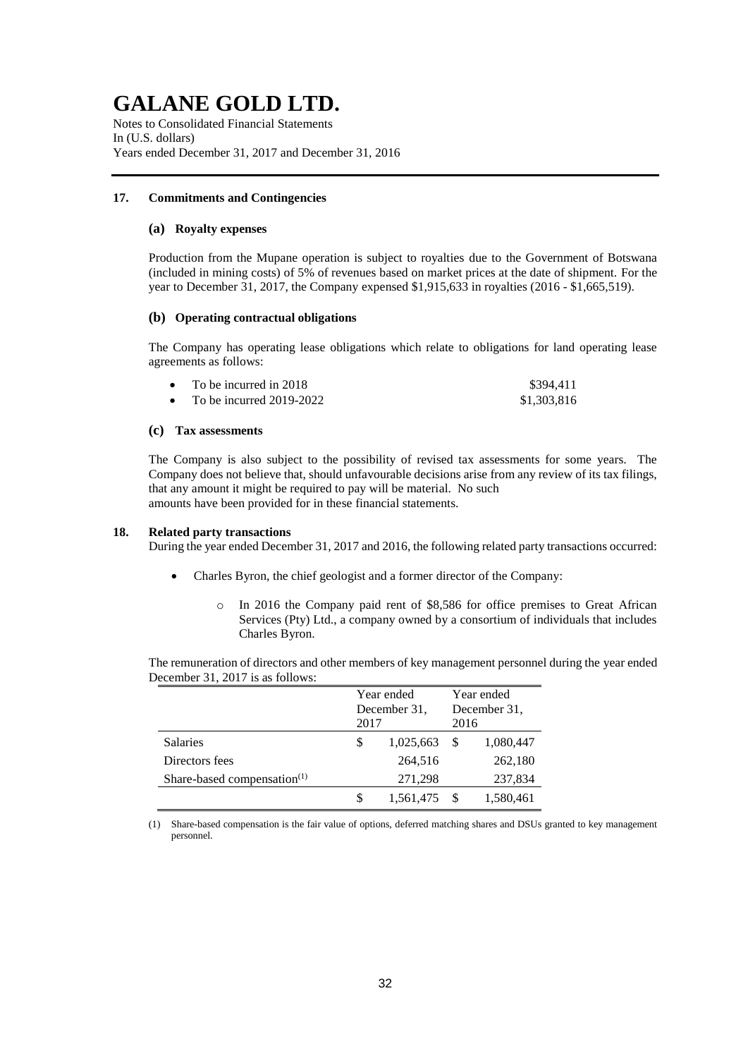# GALANE GOLD LTD.

Notes to Consolidated Financial Statements
In (U.S. dollars)
Years ended December 31, 2017 and December 31, 2016

## 17. Commitments and Contingencies

### (a) Royalty expenses

Production from the Mupane operation is subject to royalties due to the Government of Botswana (included in mining costs) of 5% of revenues based on market prices at the date of shipment. For the year to December 31, 2017, the Company expensed $1,915,633 in royalties (2016 - $1,665,519).

### (b) Operating contractual obligations

The Company has operating lease obligations which relate to obligations for land operating lease agreements as follows:

- To be incurred in 2018 $394,411
- To be incurred 2019-2022 $1,303,816

### (c) Tax assessments

The Company is also subject to the possibility of revised tax assessments for some years. The Company does not believe that, should unfavourable decisions arise from any review of its tax filings, that any amount it might be required to pay will be material. No such amounts have been provided for in these financial statements.

## 18. Related party transactions

During the year ended December 31, 2017 and 2016, the following related party transactions occurred:

- Charles Byron, the chief geologist and a former director of the Company:
  - In 2016 the Company paid rent of $8,586 for office premises to Great African Services (Pty) Ltd., a company owned by a consortium of individuals that includes Charles Byron.

The remuneration of directors and other members of key management personnel during the year ended December 31, 2017 is as follows:

| | Year ended December 31, 2017 | Year ended December 31, 2016 |
|---|---|---|
| Salaries | $ 1,025,663 | $ 1,080,447 |
| Directors fees | 264,516 | 262,180 |
| Share-based compensation[(1)] | 271,298 | 237,834 |
| | $ 1,561,475 | $ 1,580,461 |

(1) Share-based compensation is the fair value of options, deferred matching shares and DSUs granted to key management personnel.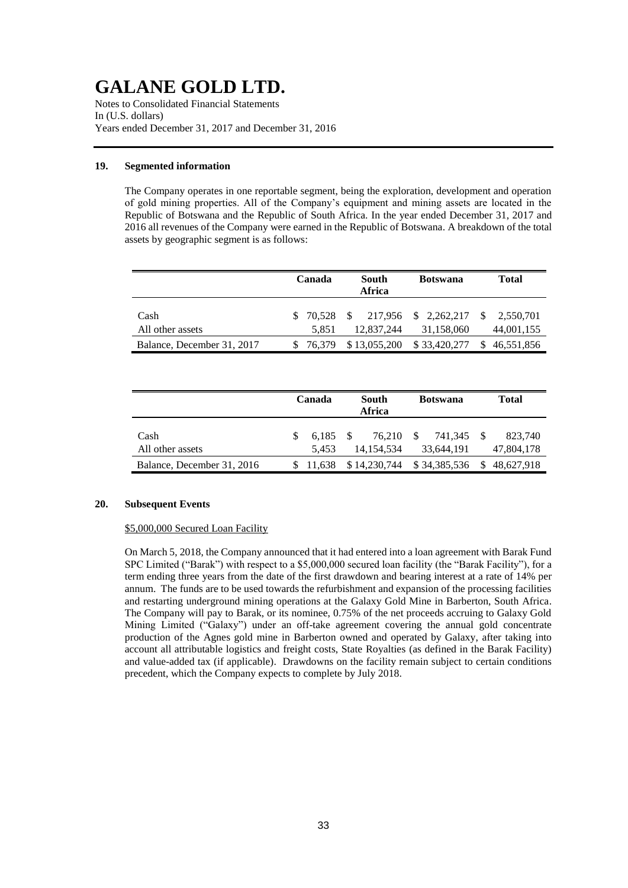# GALANE GOLD LTD.

Notes to Consolidated Financial Statements
In (U.S. dollars)
Years ended December 31, 2017 and December 31, 2016

### 19. Segmented information

The Company operates in one reportable segment, being the exploration, development and operation of gold mining properties. All of the Company's equipment and mining assets are located in the Republic of Botswana and the Republic of South Africa. In the year ended December 31, 2017 and 2016 all revenues of the Company were earned in the Republic of Botswana. A breakdown of the total assets by geographic segment is as follows:

| | Canada | South Africa | Botswana | Total |
|---|---|---|---|---|
| Cash | $ 70,528 | $ 217,956 | $ 2,262,217 | $ 2,550,701 |
| All other assets | 5,851 | 12,837,244 | 31,158,060 | 44,001,155 |
| Balance, December 31, 2017 | $ 76,379 | $ 13,055,200 | $ 33,420,277 | $ 46,551,856 |

| | Canada | South Africa | Botswana | Total |
|---|---|---|---|---|
| Cash | $ 6,185 | $ 76,210 | $ 741,345 | $ 823,740 |
| All other assets | 5,453 | 14,154,534 | 33,644,191 | 47,804,178 |
| Balance, December 31, 2016 | $ 11,638 | $ 14,230,744 | $ 34,385,536 | $ 48,627,918 |

### 20. Subsequent Events

<u>$5,000,000 Secured Loan Facility</u>

On March 5, 2018, the Company announced that it had entered into a loan agreement with Barak Fund SPC Limited ("Barak") with respect to a $5,000,000 secured loan facility (the "Barak Facility"), for a term ending three years from the date of the first drawdown and bearing interest at a rate of 14% per annum. The funds are to be used towards the refurbishment and expansion of the processing facilities and restarting underground mining operations at the Galaxy Gold Mine in Barberton, South Africa. The Company will pay to Barak, or its nominee, 0.75% of the net proceeds accruing to Galaxy Gold Mining Limited ("Galaxy") under an off-take agreement covering the annual gold concentrate production of the Agnes gold mine in Barberton owned and operated by Galaxy, after taking into account all attributable logistics and freight costs, State Royalties (as defined in the Barak Facility) and value-added tax (if applicable). Drawdowns on the facility remain subject to certain conditions precedent, which the Company expects to complete by July 2018.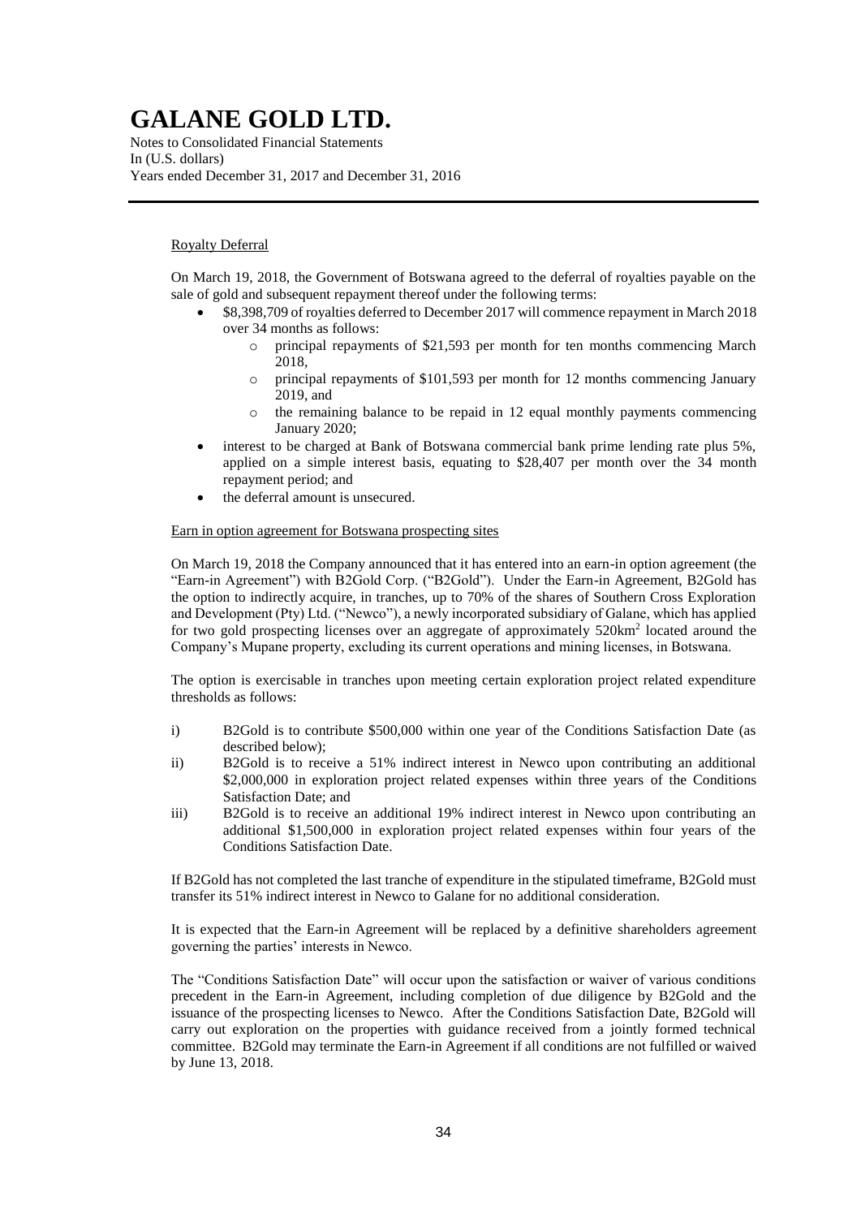Royalty Deferral

On March 19, 2018, the Government of Botswana agreed to the deferral of royalties payable on the sale of gold and subsequent repayment thereof under the following terms:

- \$8,398,709 of royalties deferred to December 2017 will commence repayment in March 2018 over 34 months as follows:
  - principal repayments of \$21,593 per month for ten months commencing March 2018,
  - principal repayments of \$101,593 per month for 12 months commencing January 2019, and
  - the remaining balance to be repaid in 12 equal monthly payments commencing January 2020;
- interest to be charged at Bank of Botswana commercial bank prime lending rate plus 5%, applied on a simple interest basis, equating to \$28,407 per month over the 34 month repayment period; and
- the deferral amount is unsecured.

Earn in option agreement for Botswana prospecting sites

On March 19, 2018 the Company announced that it has entered into an earn-in option agreement (the "Earn-in Agreement") with B2Gold Corp. ("B2Gold"). Under the Earn-in Agreement, B2Gold has the option to indirectly acquire, in tranches, up to 70% of the shares of Southern Cross Exploration and Development (Pty) Ltd. ("Newco"), a newly incorporated subsidiary of Galane, which has applied for two gold prospecting licenses over an aggregate of approximately 520km$^2$ located around the Company's Mupane property, excluding its current operations and mining licenses, in Botswana.

The option is exercisable in tranches upon meeting certain exploration project related expenditure thresholds as follows:

i) B2Gold is to contribute \$500,000 within one year of the Conditions Satisfaction Date (as described below);

ii) B2Gold is to receive a 51% indirect interest in Newco upon contributing an additional \$2,000,000 in exploration project related expenses within three years of the Conditions Satisfaction Date; and

iii) B2Gold is to receive an additional 19% indirect interest in Newco upon contributing an additional \$1,500,000 in exploration project related expenses within four years of the Conditions Satisfaction Date.

If B2Gold has not completed the last tranche of expenditure in the stipulated timeframe, B2Gold must transfer its 51% indirect interest in Newco to Galane for no additional consideration.

It is expected that the Earn-in Agreement will be replaced by a definitive shareholders agreement governing the parties' interests in Newco.

The "Conditions Satisfaction Date" will occur upon the satisfaction or waiver of various conditions precedent in the Earn-in Agreement, including completion of due diligence by B2Gold and the issuance of the prospecting licenses to Newco. After the Conditions Satisfaction Date, B2Gold will carry out exploration on the properties with guidance received from a jointly formed technical committee. B2Gold may terminate the Earn-in Agreement if all conditions are not fulfilled or waived by June 13, 2018.